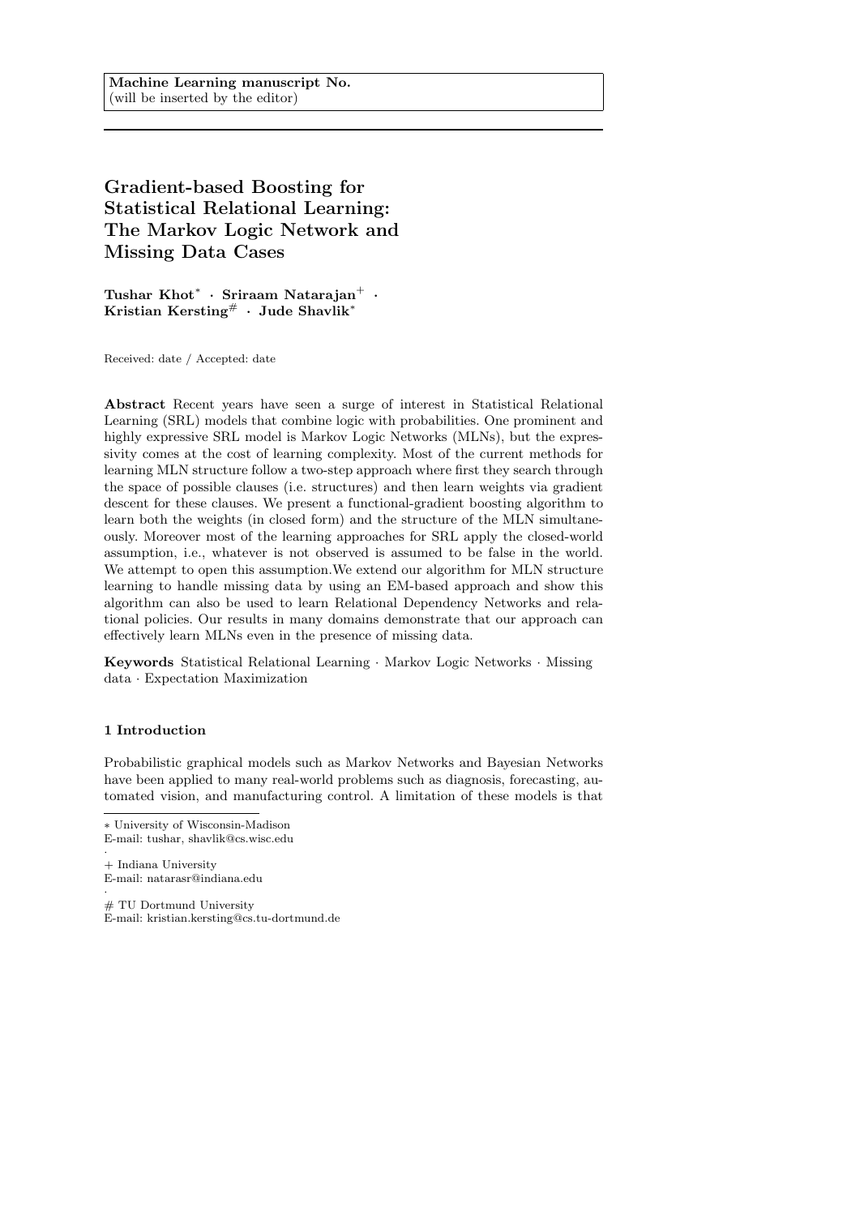**Machine Learning manuscript No.**
(will be inserted by the editor)

# Gradient-based Boosting for Statistical Relational Learning: The Markov Logic Network and Missing Data Cases

**Tushar Khot[*] · Sriraam Natarajan[+] · Kristian Kersting[#] · Jude Shavlik[*]**

Received: date / Accepted: date

**Abstract** Recent years have seen a surge of interest in Statistical Relational Learning (SRL) models that combine logic with probabilities. One prominent and highly expressive SRL model is Markov Logic Networks (MLNs), but the expressivity comes at the cost of learning complexity. Most of the current methods for learning MLN structure follow a two-step approach where first they search through the space of possible clauses (i.e. structures) and then learn weights via gradient descent for these clauses. We present a functional-gradient boosting algorithm to learn both the weights (in closed form) and the structure of the MLN simultaneously. Moreover most of the learning approaches for SRL apply the closed-world assumption, i.e., whatever is not observed is assumed to be false in the world. We attempt to open this assumption.We extend our algorithm for MLN structure learning to handle missing data by using an EM-based approach and show this algorithm can also be used to learn Relational Dependency Networks and relational policies. Our results in many domains demonstrate that our approach can effectively learn MLNs even in the presence of missing data.

**Keywords** Statistical Relational Learning · Markov Logic Networks · Missing data · Expectation Maximization

## 1 Introduction

Probabilistic graphical models such as Markov Networks and Bayesian Networks have been applied to many real-world problems such as diagnosis, forecasting, automated vision, and manufacturing control. A limitation of these models is that

---

* University of Wisconsin-Madison
E-mail: tushar, shavlik@cs.wisc.edu

\+ Indiana University
E-mail: natarasr@indiana.edu

\# TU Dortmund University
E-mail: kristian.kersting@cs.tu-dortmund.de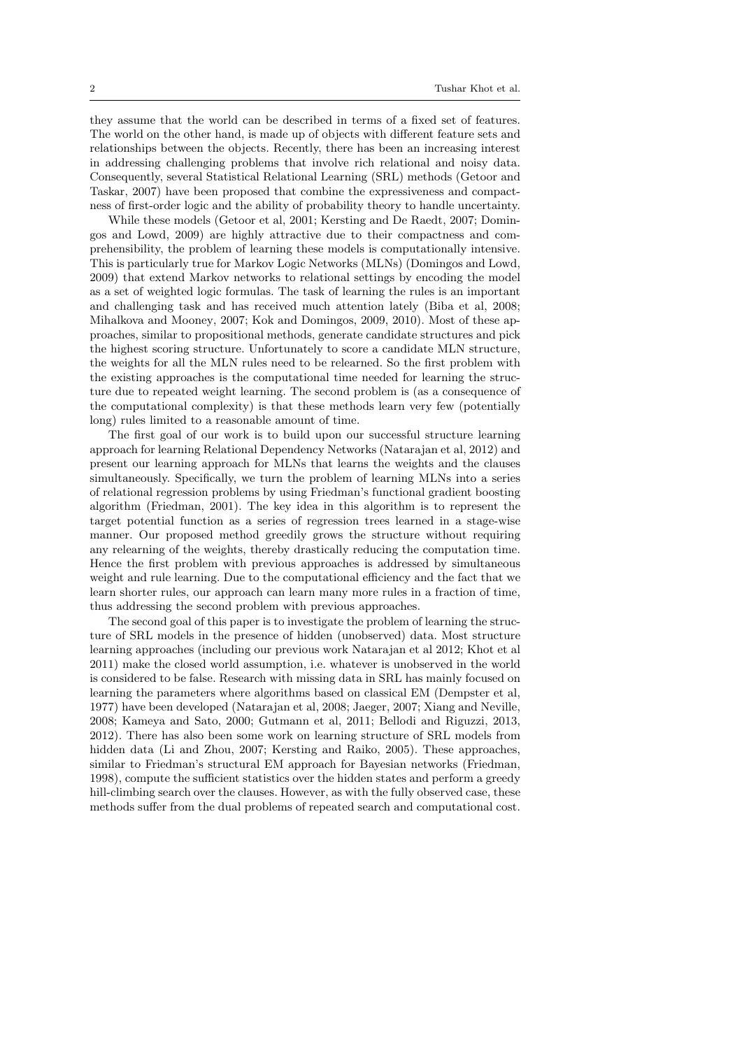they assume that the world can be described in terms of a fixed set of features. The world on the other hand, is made up of objects with different feature sets and relationships between the objects. Recently, there has been an increasing interest in addressing challenging problems that involve rich relational and noisy data. Consequently, several Statistical Relational Learning (SRL) methods (Getoor and Taskar, 2007) have been proposed that combine the expressiveness and compactness of first-order logic and the ability of probability theory to handle uncertainty.

While these models (Getoor et al, 2001; Kersting and De Raedt, 2007; Domingos and Lowd, 2009) are highly attractive due to their compactness and comprehensibility, the problem of learning these models is computationally intensive. This is particularly true for Markov Logic Networks (MLNs) (Domingos and Lowd, 2009) that extend Markov networks to relational settings by encoding the model as a set of weighted logic formulas. The task of learning the rules is an important and challenging task and has received much attention lately (Biba et al, 2008; Mihalkova and Mooney, 2007; Kok and Domingos, 2009, 2010). Most of these approaches, similar to propositional methods, generate candidate structures and pick the highest scoring structure. Unfortunately to score a candidate MLN structure, the weights for all the MLN rules need to be relearned. So the first problem with the existing approaches is the computational time needed for learning the structure due to repeated weight learning. The second problem is (as a consequence of the computational complexity) is that these methods learn very few (potentially long) rules limited to a reasonable amount of time.

The first goal of our work is to build upon our successful structure learning approach for learning Relational Dependency Networks (Natarajan et al, 2012) and present our learning approach for MLNs that learns the weights and the clauses simultaneously. Specifically, we turn the problem of learning MLNs into a series of relational regression problems by using Friedman's functional gradient boosting algorithm (Friedman, 2001). The key idea in this algorithm is to represent the target potential function as a series of regression trees learned in a stage-wise manner. Our proposed method greedily grows the structure without requiring any relearning of the weights, thereby drastically reducing the computation time. Hence the first problem with previous approaches is addressed by simultaneous weight and rule learning. Due to the computational efficiency and the fact that we learn shorter rules, our approach can learn many more rules in a fraction of time, thus addressing the second problem with previous approaches.

The second goal of this paper is to investigate the problem of learning the structure of SRL models in the presence of hidden (unobserved) data. Most structure learning approaches (including our previous work Natarajan et al 2012; Khot et al 2011) make the closed world assumption, i.e. whatever is unobserved in the world is considered to be false. Research with missing data in SRL has mainly focused on learning the parameters where algorithms based on classical EM (Dempster et al, 1977) have been developed (Natarajan et al, 2008; Jaeger, 2007; Xiang and Neville, 2008; Kameya and Sato, 2000; Gutmann et al, 2011; Bellodi and Riguzzi, 2013, 2012). There has also been some work on learning structure of SRL models from hidden data (Li and Zhou, 2007; Kersting and Raiko, 2005). These approaches, similar to Friedman's structural EM approach for Bayesian networks (Friedman, 1998), compute the sufficient statistics over the hidden states and perform a greedy hill-climbing search over the clauses. However, as with the fully observed case, these methods suffer from the dual problems of repeated search and computational cost.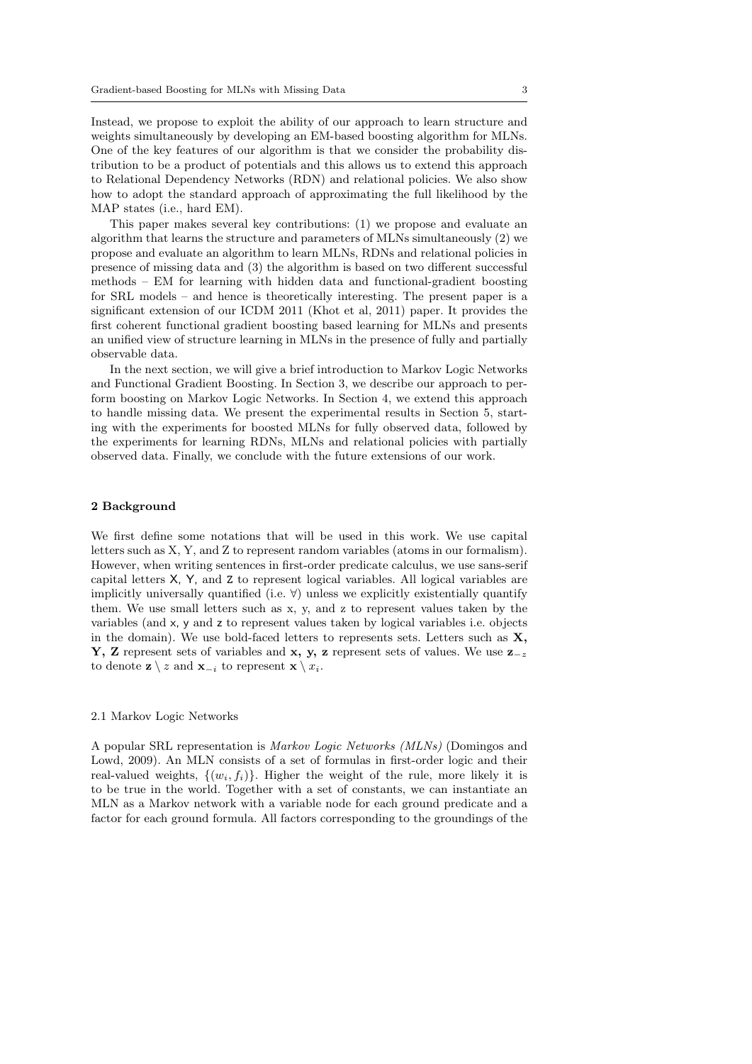Instead, we propose to exploit the ability of our approach to learn structure and weights simultaneously by developing an EM-based boosting algorithm for MLNs. One of the key features of our algorithm is that we consider the probability distribution to be a product of potentials and this allows us to extend this approach to Relational Dependency Networks (RDN) and relational policies. We also show how to adopt the standard approach of approximating the full likelihood by the MAP states (i.e., hard EM).

This paper makes several key contributions: (1) we propose and evaluate an algorithm that learns the structure and parameters of MLNs simultaneously (2) we propose and evaluate an algorithm to learn MLNs, RDNs and relational policies in presence of missing data and (3) the algorithm is based on two different successful methods – EM for learning with hidden data and functional-gradient boosting for SRL models – and hence is theoretically interesting. The present paper is a significant extension of our ICDM 2011 (Khot et al, 2011) paper. It provides the first coherent functional gradient boosting based learning for MLNs and presents an unified view of structure learning in MLNs in the presence of fully and partially observable data.

In the next section, we will give a brief introduction to Markov Logic Networks and Functional Gradient Boosting. In Section 3, we describe our approach to perform boosting on Markov Logic Networks. In Section 4, we extend this approach to handle missing data. We present the experimental results in Section 5, starting with the experiments for boosted MLNs for fully observed data, followed by the experiments for learning RDNs, MLNs and relational policies with partially observed data. Finally, we conclude with the future extensions of our work.

## 2 Background

We first define some notations that will be used in this work. We use capital letters such as X, Y, and Z to represent random variables (atoms in our formalism). However, when writing sentences in first-order predicate calculus, we use sans-serif capital letters $\mathsf{X}$, $\mathsf{Y}$, and $\mathsf{Z}$ to represent logical variables. All logical variables are implicitly universally quantified (i.e. $\forall$) unless we explicitly existentially quantify them. We use small letters such as x, y, and z to represent values taken by the variables (and $\mathsf{x}$, $\mathsf{y}$ and $\mathsf{z}$ to represent values taken by logical variables i.e. objects in the domain). We use bold-faced letters to represents sets. Letters such as **X, Y, Z** represent sets of variables and **x, y, z** represent sets of values. We use $\mathbf{z}_{-z}$ to denote $\mathbf{z} \setminus z$ and $\mathbf{x}_{-i}$ to represent $\mathbf{x} \setminus x_i$.

### 2.1 Markov Logic Networks

A popular SRL representation is *Markov Logic Networks (MLNs)* (Domingos and Lowd, 2009). An MLN consists of a set of formulas in first-order logic and their real-valued weights, $\{(w_i, f_i)\}$. Higher the weight of the rule, more likely it is to be true in the world. Together with a set of constants, we can instantiate an MLN as a Markov network with a variable node for each ground predicate and a factor for each ground formula. All factors corresponding to the groundings of the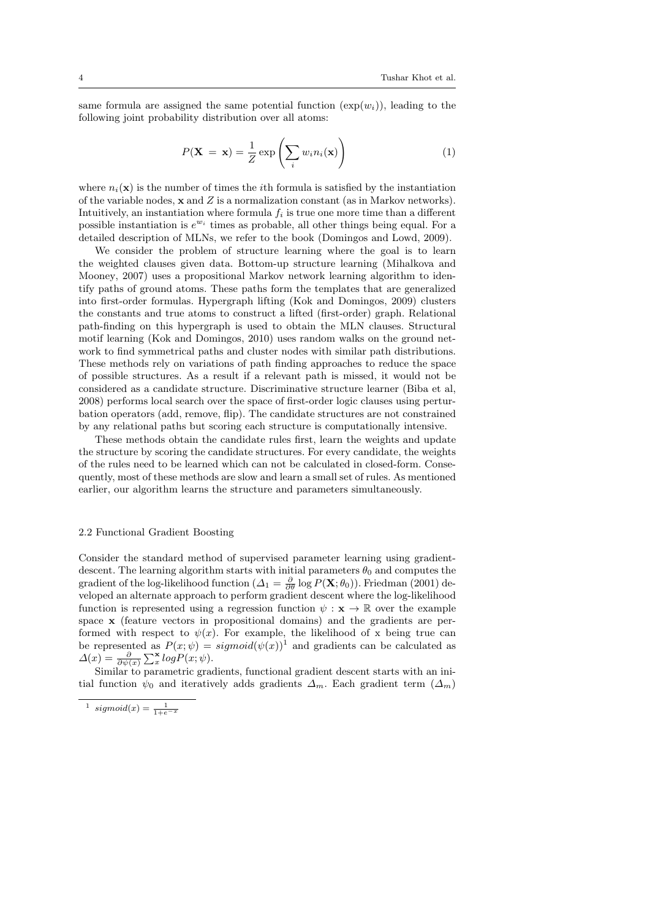same formula are assigned the same potential function ($\exp(w_i)$), leading to the following joint probability distribution over all atoms:

$$P(\mathbf{X} = \mathbf{x}) = \frac{1}{Z} \exp\left(\sum_i w_i n_i(\mathbf{x})\right) \tag{1}$$

where $n_i(\mathbf{x})$ is the number of times the $i$th formula is satisfied by the instantiation of the variable nodes, $\mathbf{x}$ and $Z$ is a normalization constant (as in Markov networks). Intuitively, an instantiation where formula $f_i$ is true one more time than a different possible instantiation is $e^{w_i}$ times as probable, all other things being equal. For a detailed description of MLNs, we refer to the book (Domingos and Lowd, 2009).

We consider the problem of structure learning where the goal is to learn the weighted clauses given data. Bottom-up structure learning (Mihalkova and Mooney, 2007) uses a propositional Markov network learning algorithm to identify paths of ground atoms. These paths form the templates that are generalized into first-order formulas. Hypergraph lifting (Kok and Domingos, 2009) clusters the constants and true atoms to construct a lifted (first-order) graph. Relational path-finding on this hypergraph is used to obtain the MLN clauses. Structural motif learning (Kok and Domingos, 2010) uses random walks on the ground network to find symmetrical paths and cluster nodes with similar path distributions. These methods rely on variations of path finding approaches to reduce the space of possible structures. As a result if a relevant path is missed, it would not be considered as a candidate structure. Discriminative structure learner (Biba et al, 2008) performs local search over the space of first-order logic clauses using perturbation operators (add, remove, flip). The candidate structures are not constrained by any relational paths but scoring each structure is computationally intensive.

These methods obtain the candidate rules first, learn the weights and update the structure by scoring the candidate structures. For every candidate, the weights of the rules need to be learned which can not be calculated in closed-form. Consequently, most of these methods are slow and learn a small set of rules. As mentioned earlier, our algorithm learns the structure and parameters simultaneously.

### 2.2 Functional Gradient Boosting

Consider the standard method of supervised parameter learning using gradient-descent. The learning algorithm starts with initial parameters $\theta_0$ and computes the gradient of the log-likelihood function ($\Delta_1 = \frac{\partial}{\partial \theta} \log P(\mathbf{X}; \theta_0)$). Friedman (2001) developed an alternate approach to perform gradient descent where the log-likelihood function is represented using a regression function $\psi : \mathbf{x} \to \mathbb{R}$ over the example space $\mathbf{x}$ (feature vectors in propositional domains) and the gradients are performed with respect to $\psi(x)$. For example, the likelihood of x being true can be represented as $P(x; \psi) = sigmoid(\psi(x))$[1] and gradients can be calculated as $\Delta(x) = \frac{\partial}{\partial \psi(x)} \sum_x^{\mathbf{x}} logP(x; \psi)$.

Similar to parametric gradients, functional gradient descent starts with an initial function $\psi_0$ and iteratively adds gradients $\Delta_m$. Each gradient term ($\Delta_m$)

[1] $sigmoid(x) = \frac{1}{1+e^{-x}}$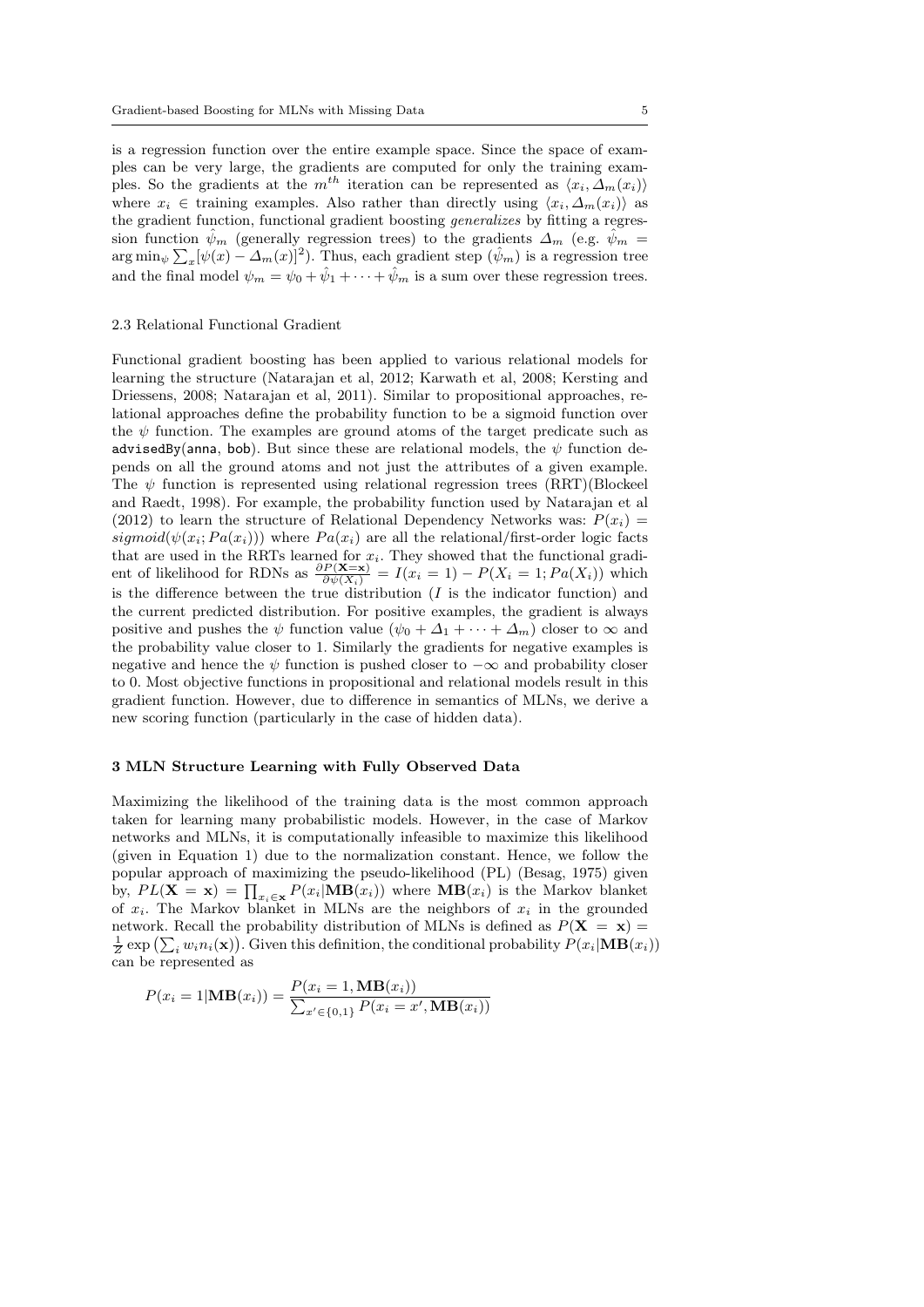is a regression function over the entire example space. Since the space of examples can be very large, the gradients are computed for only the training examples. So the gradients at the $m^{th}$ iteration can be represented as $\langle x_i, \Delta_m(x_i)\rangle$ where $x_i \in$ training examples. Also rather than directly using $\langle x_i, \Delta_m(x_i)\rangle$ as the gradient function, functional gradient boosting *generalizes* by fitting a regression function $\hat{\psi}_m$ (generally regression trees) to the gradients $\Delta_m$ (e.g. $\hat{\psi}_m = \arg\min_\psi \sum_x [\psi(x) - \Delta_m(x)]^2$). Thus, each gradient step ($\hat{\psi}_m$) is a regression tree and the final model $\psi_m = \psi_0 + \hat{\psi}_1 + \cdots + \hat{\psi}_m$ is a sum over these regression trees.

### 2.3 Relational Functional Gradient

Functional gradient boosting has been applied to various relational models for learning the structure (Natarajan et al, 2012; Karwath et al, 2008; Kersting and Driessens, 2008; Natarajan et al, 2011). Similar to propositional approaches, relational approaches define the probability function to be a sigmoid function over the $\psi$ function. The examples are ground atoms of the target predicate such as advisedBy(anna, bob). But since these are relational models, the $\psi$ function depends on all the ground atoms and not just the attributes of a given example. The $\psi$ function is represented using relational regression trees (RRT)(Blockeel and Raedt, 1998). For example, the probability function used by Natarajan et al (2012) to learn the structure of Relational Dependency Networks was: $P(x_i) = sigmoid(\psi(x_i; Pa(x_i)))$ where $Pa(x_i)$ are all the relational/first-order logic facts that are used in the RRTs learned for $x_i$. They showed that the functional gradient of likelihood for RDNs as $\frac{\partial P(\mathbf{X}=\mathbf{x})}{\partial \psi(X_i)} = I(x_i = 1) - P(X_i = 1; Pa(X_i))$ which is the difference between the true distribution ($I$ is the indicator function) and the current predicted distribution. For positive examples, the gradient is always positive and pushes the $\psi$ function value ($\psi_0 + \Delta_1 + \cdots + \Delta_m$) closer to $\infty$ and the probability value closer to 1. Similarly the gradients for negative examples is negative and hence the $\psi$ function is pushed closer to $-\infty$ and probability closer to 0. Most objective functions in propositional and relational models result in this gradient function. However, due to difference in semantics of MLNs, we derive a new scoring function (particularly in the case of hidden data).

## 3 MLN Structure Learning with Fully Observed Data

Maximizing the likelihood of the training data is the most common approach taken for learning many probabilistic models. However, in the case of Markov networks and MLNs, it is computationally infeasible to maximize this likelihood (given in Equation 1) due to the normalization constant. Hence, we follow the popular approach of maximizing the pseudo-likelihood (PL) (Besag, 1975) given by, $PL(\mathbf{X} = \mathbf{x}) = \prod_{x_i \in \mathbf{x}} P(x_i|\mathbf{MB}(x_i))$ where $\mathbf{MB}(x_i)$ is the Markov blanket of $x_i$. The Markov blanket in MLNs are the neighbors of $x_i$ in the grounded network. Recall the probability distribution of MLNs is defined as $P(\mathbf{X} = \mathbf{x}) = \frac{1}{Z}\exp\left(\sum_i w_i n_i(\mathbf{x})\right)$. Given this definition, the conditional probability $P(x_i|\mathbf{MB}(x_i))$ can be represented as

$$P(x_i = 1|\mathbf{MB}(x_i)) = \frac{P(x_i = 1, \mathbf{MB}(x_i))}{\sum_{x' \in \{0,1\}} P(x_i = x', \mathbf{MB}(x_i))}$$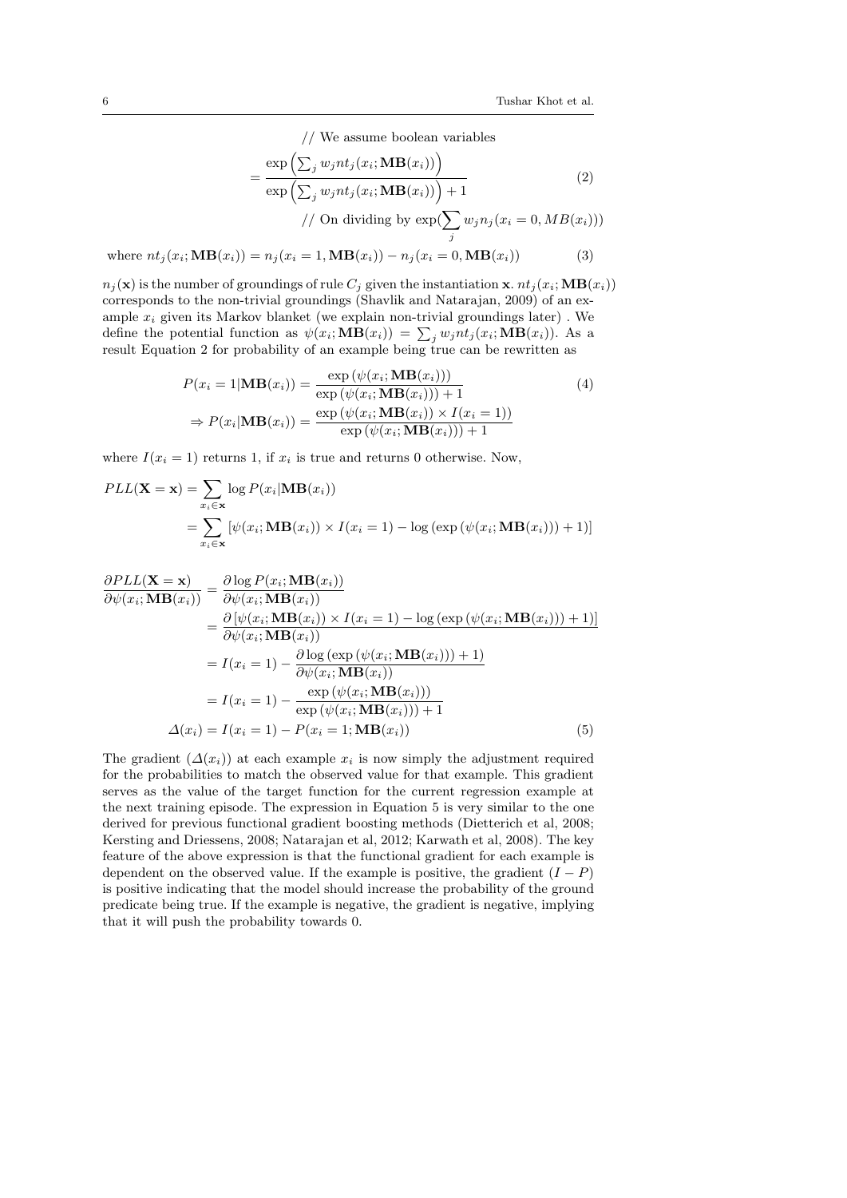$$
\begin{aligned}
&\qquad\qquad // \text{ We assume boolean variables} \\
&= \frac{\exp\left(\sum_j w_j nt_j(x_i; \mathbf{MB}(x_i))\right)}{\exp\left(\sum_j w_j nt_j(x_i; \mathbf{MB}(x_i))\right) + 1} \qquad (2) \\
&\qquad\qquad // \text{ On dividing by } \exp(\sum_j w_j n_j(x_i = 0, MB(x_i)))
\end{aligned}
$$

$$
\text{where } nt_j(x_i; \mathbf{MB}(x_i)) = n_j(x_i = 1, \mathbf{MB}(x_i)) - n_j(x_i = 0, \mathbf{MB}(x_i)) \qquad (3)
$$

$n_j(\mathbf{x})$ is the number of groundings of rule $C_j$ given the instantiation $\mathbf{x}$. $nt_j(x_i; \mathbf{MB}(x_i))$ corresponds to the non-trivial groundings (Shavlik and Natarajan, 2009) of an example $x_i$ given its Markov blanket (we explain non-trivial groundings later) . We define the potential function as $\psi(x_i; \mathbf{MB}(x_i)) = \sum_j w_j nt_j(x_i; \mathbf{MB}(x_i))$. As a result Equation 2 for probability of an example being true can be rewritten as

$$
\begin{aligned}
P(x_i = 1 | \mathbf{MB}(x_i)) &= \frac{\exp\left(\psi(x_i; \mathbf{MB}(x_i))\right)}{\exp\left(\psi(x_i; \mathbf{MB}(x_i))\right) + 1} \qquad (4) \\
\Rightarrow P(x_i | \mathbf{MB}(x_i)) &= \frac{\exp\left(\psi(x_i; \mathbf{MB}(x_i)) \times I(x_i = 1)\right)}{\exp\left(\psi(x_i; \mathbf{MB}(x_i))\right) + 1}
\end{aligned}
$$

where $I(x_i = 1)$ returns 1, if $x_i$ is true and returns 0 otherwise. Now,

$$
\begin{aligned}
PLL(\mathbf{X} = \mathbf{x}) &= \sum_{x_i \in \mathbf{x}} \log P(x_i | \mathbf{MB}(x_i)) \\
&= \sum_{x_i \in \mathbf{x}} \left[\psi(x_i; \mathbf{MB}(x_i)) \times I(x_i = 1) - \log\left(\exp\left(\psi(x_i; \mathbf{MB}(x_i))\right) + 1\right)\right]
\end{aligned}
$$

$$
\begin{aligned}
\frac{\partial PLL(\mathbf{X} = \mathbf{x})}{\partial \psi(x_i; \mathbf{MB}(x_i))} &= \frac{\partial \log P(x_i; \mathbf{MB}(x_i))}{\partial \psi(x_i; \mathbf{MB}(x_i))} \\
&= \frac{\partial \left[\psi(x_i; \mathbf{MB}(x_i)) \times I(x_i = 1) - \log\left(\exp\left(\psi(x_i; \mathbf{MB}(x_i))\right) + 1\right)\right]}{\partial \psi(x_i; \mathbf{MB}(x_i))} \\
&= I(x_i = 1) - \frac{\partial \log\left(\exp\left(\psi(x_i; \mathbf{MB}(x_i))\right) + 1\right)}{\partial \psi(x_i; \mathbf{MB}(x_i))} \\
&= I(x_i = 1) - \frac{\exp\left(\psi(x_i; \mathbf{MB}(x_i))\right)}{\exp\left(\psi(x_i; \mathbf{MB}(x_i))\right) + 1} \\
\Delta(x_i) &= I(x_i = 1) - P(x_i = 1; \mathbf{MB}(x_i)) \qquad (5)
\end{aligned}
$$

The gradient ($\Delta(x_i)$) at each example $x_i$ is now simply the adjustment required for the probabilities to match the observed value for that example. This gradient serves as the value of the target function for the current regression example at the next training episode. The expression in Equation 5 is very similar to the one derived for previous functional gradient boosting methods (Dietterich et al, 2008; Kersting and Driessens, 2008; Natarajan et al, 2012; Karwath et al, 2008). The key feature of the above expression is that the functional gradient for each example is dependent on the observed value. If the example is positive, the gradient $(I - P)$ is positive indicating that the model should increase the probability of the ground predicate being true. If the example is negative, the gradient is negative, implying that it will push the probability towards 0.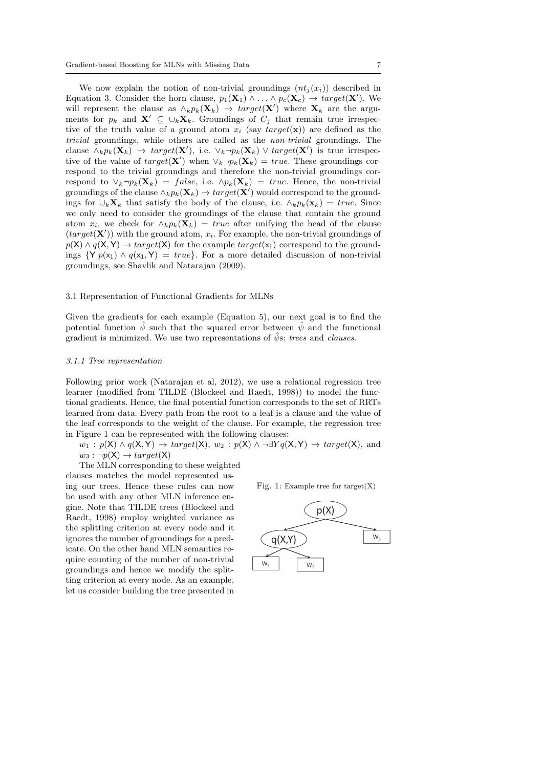We now explain the notion of non-trivial groundings ($nt_j(x_i)$) described in Equation 3. Consider the horn clause, $p_1(\mathbf{X}_1) \wedge \ldots \wedge p_c(\mathbf{X}_c) \rightarrow target(\mathbf{X}')$. We will represent the clause as $\wedge_k p_k(\mathbf{X}_k) \rightarrow target(\mathbf{X}')$ where $\mathbf{X}_k$ are the arguments for $p_k$ and $\mathbf{X}' \subseteq \cup_k \mathbf{X}_k$. Groundings of $C_j$ that remain true irrespective of the truth value of a ground atom $x_i$ (say $target(\mathbf{x})$) are defined as the *trivial* groundings, while others are called as the *non-trivial* groundings. The clause $\wedge_k p_k(\mathbf{X}_k) \rightarrow target(\mathbf{X}')$, i.e. $\vee_k \neg p_k(\mathbf{X}_k) \vee target(\mathbf{X}')$ is true irrespective of the value of $target(\mathbf{X}')$ when $\vee_k \neg p_k(\mathbf{X}_k) = true$. These groundings correspond to the trivial groundings and therefore the non-trivial groundings correspond to $\vee_k \neg p_k(\mathbf{X}_k) = false$, i.e. $\wedge p_k(\mathbf{X}_k) = true$. Hence, the non-trivial groundings of the clause $\wedge_k p_k(\mathbf{X}_k) \rightarrow target(\mathbf{X}')$ would correspond to the groundings for $\cup_k \mathbf{X}_k$ that satisfy the body of the clause, i.e. $\wedge_k p_k(\mathbf{x}_k) = true$. Since we only need to consider the groundings of the clause that contain the ground atom $x_i$, we check for $\wedge_k p_k(\mathbf{X}_k) = true$ after unifying the head of the clause ($target(\mathbf{X}')$) with the ground atom, $x_i$. For example, the non-trivial groundings of $p(\mathsf{X}) \wedge q(\mathsf{X}, \mathsf{Y}) \rightarrow target(\mathsf{X})$ for the example $target(\mathsf{x}_1)$ correspond to the groundings $\{\mathsf{Y} | p(\mathsf{x}_1) \wedge q(\mathsf{x}_1, \mathsf{Y}) = true\}$. For a more detailed discussion of non-trivial groundings, see Shavlik and Natarajan (2009).

## 3.1 Representation of Functional Gradients for MLNs

Given the gradients for each example (Equation 5), our next goal is to find the potential function $\hat{\psi}$ such that the squared error between $\hat{\psi}$ and the functional gradient is minimized. We use two representations of $\hat{\psi}$s: *trees* and *clauses*.

### 3.1.1 Tree representation

Following prior work (Natarajan et al, 2012), we use a relational regression tree learner (modified from TILDE (Blockeel and Raedt, 1998)) to model the functional gradients. Hence, the final potential function corresponds to the set of RRTs learned from data. Every path from the root to a leaf is a clause and the value of the leaf corresponds to the weight of the clause. For example, the regression tree in Figure 1 can be represented with the following clauses:

$w_1 : p(\mathsf{X}) \wedge q(\mathsf{X}, \mathsf{Y}) \rightarrow target(\mathsf{X})$, $w_2 : p(\mathsf{X}) \wedge \neg \exists Y q(\mathsf{X}, \mathsf{Y}) \rightarrow target(\mathsf{X})$, and $w_3 : \neg p(\mathsf{X}) \rightarrow target(\mathsf{X})$

The MLN corresponding to these weighted clauses matches the model represented using our trees. Hence these rules can now be used with any other MLN inference engine. Note that TILDE trees (Blockeel and Raedt, 1998) employ weighted variance as the splitting criterion at every node and it ignores the number of groundings for a predicate. On the other hand MLN semantics require counting of the number of non-trivial groundings and hence we modify the splitting criterion at every node. As an example, let us consider building the tree presented in

Fig. 1: Example tree for target(X)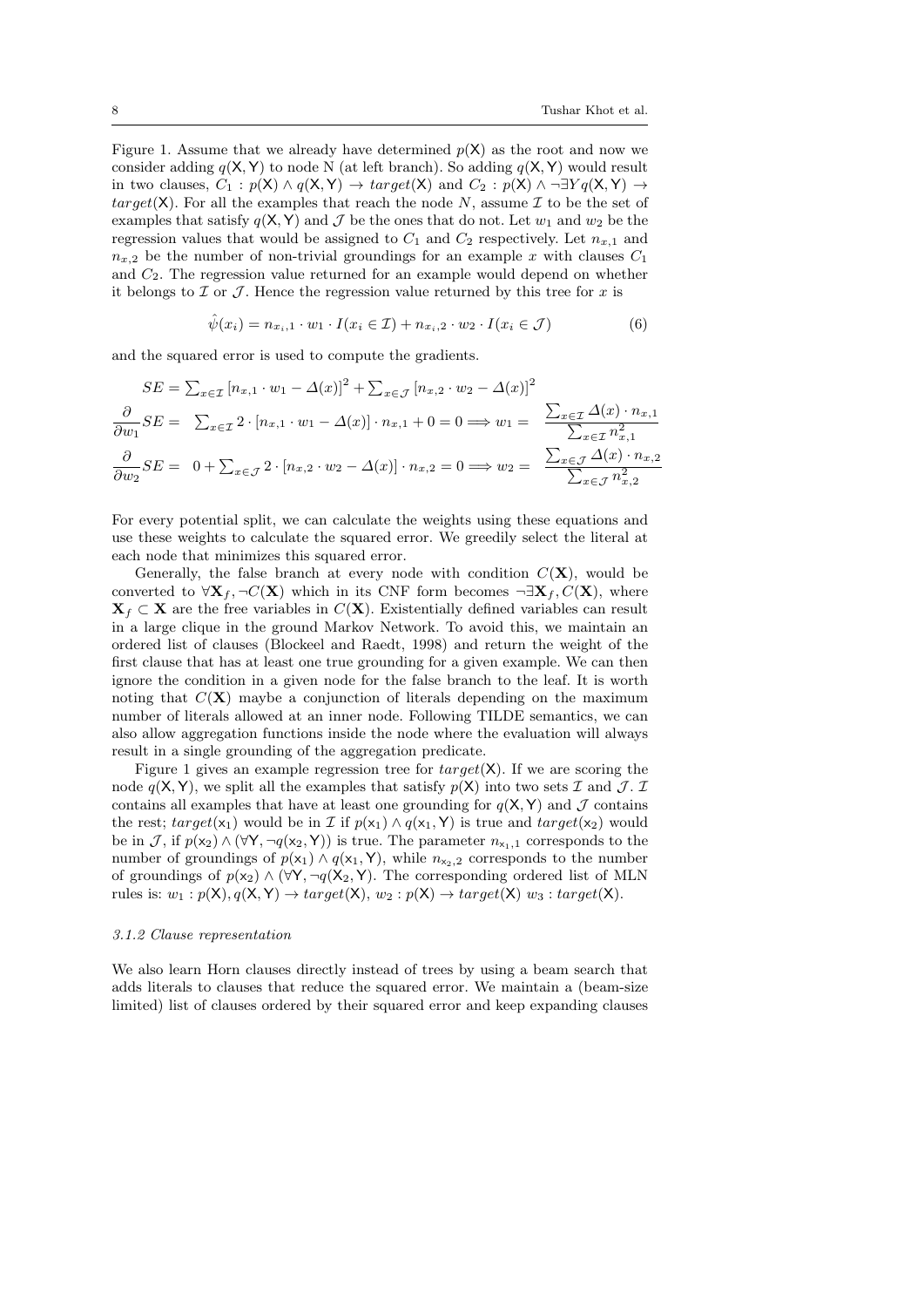Figure 1. Assume that we already have determined $p(\mathsf{X})$ as the root and now we consider adding $q(\mathsf{X},\mathsf{Y})$ to node N (at left branch). So adding $q(\mathsf{X},\mathsf{Y})$ would result in two clauses, $C_1 : p(\mathsf{X}) \wedge q(\mathsf{X},\mathsf{Y}) \rightarrow target(\mathsf{X})$ and $C_2 : p(\mathsf{X}) \wedge \neg\exists Y q(\mathsf{X},\mathsf{Y}) \rightarrow target(\mathsf{X})$. For all the examples that reach the node $N$, assume $\mathcal{I}$ to be the set of examples that satisfy $q(\mathsf{X},\mathsf{Y})$ and $\mathcal{J}$ be the ones that do not. Let $w_1$ and $w_2$ be the regression values that would be assigned to $C_1$ and $C_2$ respectively. Let $n_{x,1}$ and $n_{x,2}$ be the number of non-trivial groundings for an example $x$ with clauses $C_1$ and $C_2$. The regression value returned for an example would depend on whether it belongs to $\mathcal{I}$ or $\mathcal{J}$. Hence the regression value returned by this tree for $x$ is

$$\hat{\psi}(x_i) = n_{x_i,1} \cdot w_1 \cdot I(x_i \in \mathcal{I}) + n_{x_i,2} \cdot w_2 \cdot I(x_i \in \mathcal{J}) \tag{6}$$

and the squared error is used to compute the gradients.

$$SE = \sum_{x \in \mathcal{I}} \left[n_{x,1} \cdot w_1 - \Delta(x)\right]^2 + \sum_{x \in \mathcal{J}} \left[n_{x,2} \cdot w_2 - \Delta(x)\right]^2$$

$$\frac{\partial}{\partial w_1} SE = \sum_{x \in \mathcal{I}} 2 \cdot [n_{x,1} \cdot w_1 - \Delta(x)] \cdot n_{x,1} + 0 = 0 \Longrightarrow w_1 = \frac{\sum_{x \in \mathcal{I}} \Delta(x) \cdot n_{x,1}}{\sum_{x \in \mathcal{I}} n_{x,1}^2}$$

$$\frac{\partial}{\partial w_2} SE = 0 + \sum_{x \in \mathcal{J}} 2 \cdot [n_{x,2} \cdot w_2 - \Delta(x)] \cdot n_{x,2} = 0 \Longrightarrow w_2 = \frac{\sum_{x \in \mathcal{J}} \Delta(x) \cdot n_{x,2}}{\sum_{x \in \mathcal{J}} n_{x,2}^2}$$

For every potential split, we can calculate the weights using these equations and use these weights to calculate the squared error. We greedily select the literal at each node that minimizes this squared error.

Generally, the false branch at every node with condition $C(\mathbf{X})$, would be converted to $\forall \mathbf{X}_f, \neg C(\mathbf{X})$ which in its CNF form becomes $\neg\exists \mathbf{X}_f, C(\mathbf{X})$, where $\mathbf{X}_f \subset \mathbf{X}$ are the free variables in $C(\mathbf{X})$. Existentially defined variables can result in a large clique in the ground Markov Network. To avoid this, we maintain an ordered list of clauses (Blockeel and Raedt, 1998) and return the weight of the first clause that has at least one true grounding for a given example. We can then ignore the condition in a given node for the false branch to the leaf. It is worth noting that $C(\mathbf{X})$ maybe a conjunction of literals depending on the maximum number of literals allowed at an inner node. Following TILDE semantics, we can also allow aggregation functions inside the node where the evaluation will always result in a single grounding of the aggregation predicate.

Figure 1 gives an example regression tree for $target(\mathsf{X})$. If we are scoring the node $q(\mathsf{X},\mathsf{Y})$, we split all the examples that satisfy $p(\mathsf{X})$ into two sets $\mathcal{I}$ and $\mathcal{J}$. $\mathcal{I}$ contains all examples that have at least one grounding for $q(\mathsf{X},\mathsf{Y})$ and $\mathcal{J}$ contains the rest; $target(\mathsf{x}_1)$ would be in $\mathcal{I}$ if $p(\mathsf{x}_1) \wedge q(\mathsf{x}_1,\mathsf{Y})$ is true and $target(\mathsf{x}_2)$ would be in $\mathcal{J}$, if $p(\mathsf{x}_2) \wedge (\forall \mathsf{Y}, \neg q(\mathsf{x}_2,\mathsf{Y}))$ is true. The parameter $n_{\mathsf{x}_1,1}$ corresponds to the number of groundings of $p(\mathsf{x}_1) \wedge q(\mathsf{x}_1,\mathsf{Y})$, while $n_{\mathsf{x}_2,2}$ corresponds to the number of groundings of $p(\mathsf{x}_2) \wedge (\forall \mathsf{Y}, \neg q(\mathsf{X}_2,\mathsf{Y})$. The corresponding ordered list of MLN rules is: $w_1 : p(\mathsf{X}), q(\mathsf{X},\mathsf{Y}) \rightarrow target(\mathsf{X})$, $w_2 : p(\mathsf{X}) \rightarrow target(\mathsf{X})$ $w_3 : target(\mathsf{X})$.

#### *3.1.2 Clause representation*

We also learn Horn clauses directly instead of trees by using a beam search that adds literals to clauses that reduce the squared error. We maintain a (beam-size limited) list of clauses ordered by their squared error and keep expanding clauses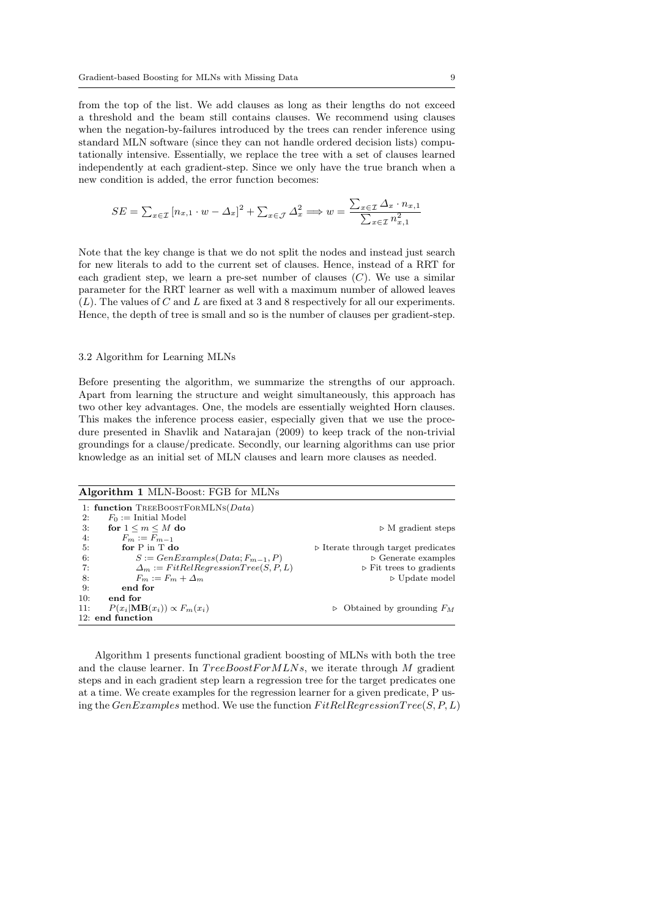from the top of the list. We add clauses as long as their lengths do not exceed a threshold and the beam still contains clauses. We recommend using clauses when the negation-by-failures introduced by the trees can render inference using standard MLN software (since they can not handle ordered decision lists) computationally intensive. Essentially, we replace the tree with a set of clauses learned independently at each gradient-step. Since we only have the true branch when a new condition is added, the error function becomes:

$$SE = \sum_{x \in \mathcal{I}} [n_{x,1} \cdot w - \Delta_x]^2 + \sum_{x \in \mathcal{J}} \Delta_x^2 \Longrightarrow w = \frac{\sum_{x \in \mathcal{I}} \Delta_x \cdot n_{x,1}}{\sum_{x \in \mathcal{I}} n_{x,1}^2}$$

Note that the key change is that we do not split the nodes and instead just search for new literals to add to the current set of clauses. Hence, instead of a RRT for each gradient step, we learn a pre-set number of clauses ($C$). We use a similar parameter for the RRT learner as well with a maximum number of allowed leaves ($L$). The values of $C$ and $L$ are fixed at 3 and 8 respectively for all our experiments. Hence, the depth of tree is small and so is the number of clauses per gradient-step.

### 3.2 Algorithm for Learning MLNs

Before presenting the algorithm, we summarize the strengths of our approach. Apart from learning the structure and weight simultaneously, this approach has two other key advantages. One, the models are essentially weighted Horn clauses. This makes the inference process easier, especially given that we use the procedure presented in Shavlik and Natarajan (2009) to keep track of the non-trivial groundings for a clause/predicate. Secondly, our learning algorithms can use prior knowledge as an initial set of MLN clauses and learn more clauses as needed.

**Algorithm 1** MLN-Boost: FGB for MLNs

```
1: function TreeBoostForMLNs(Data)
2:     F_0 := Initial Model
3:     for 1 ≤ m ≤ M do                                  ▷ M gradient steps
4:         F_m := F_{m-1}
5:         for P in T do                                 ▷ Iterate through target predicates
6:             S := GenExamples(Data; F_{m-1}, P)        ▷ Generate examples
7:             Δ_m := FitRelRegressionTree(S, P, L)      ▷ Fit trees to gradients
8:             F_m := F_m + Δ_m                          ▷ Update model
9:         end for
10:    end for
11:    P(x_i | MB(x_i)) ∝ F_m(x_i)                       ▷ Obtained by grounding F_M
12: end function
```

Algorithm 1 presents functional gradient boosting of MLNs with both the tree and the clause learner. In $TreeBoostForMLNs$, we iterate through $M$ gradient steps and in each gradient step learn a regression tree for the target predicates one at a time. We create examples for the regression learner for a given predicate, P using the $GenExamples$ method. We use the function $FitRelRegressionTree(S, P, L)$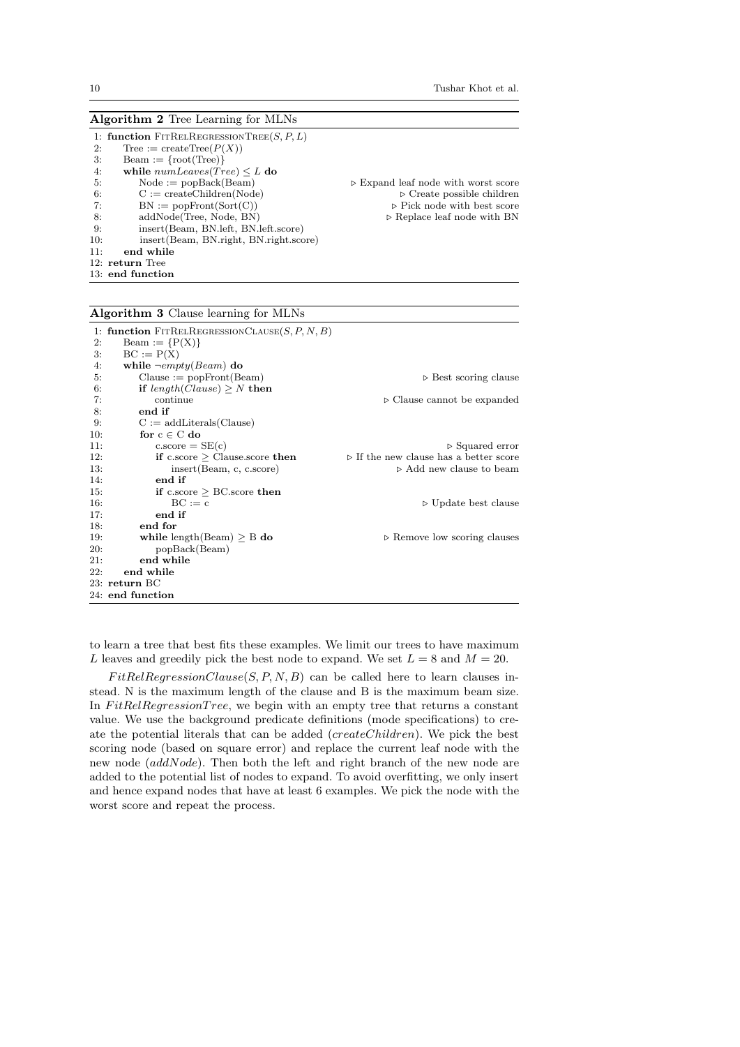**Algorithm 2** Tree Learning for MLNs

```
 1: function FitRelRegressionTree(S, P, L)
 2:     Tree := createTree(P(X))
 3:     Beam := {root(Tree)}
 4:     while numLeaves(Tree) ≤ L do
 5:         Node := popBack(Beam)                ▷ Expand leaf node with worst score
 6:         C := createChildren(Node)            ▷ Create possible children
 7:         BN := popFront(Sort(C))              ▷ Pick node with best score
 8:         addNode(Tree, Node, BN)              ▷ Replace leaf node with BN
 9:         insert(Beam, BN.left, BN.left.score)
10:         insert(Beam, BN.right, BN.right.score)
11:     end while
12: return Tree
13: end function
```

**Algorithm 3** Clause learning for MLNs

```
 1: function FitRelRegressionClause(S, P, N, B)
 2:     Beam := {P(X)}
 3:     BC := P(X)
 4:     while ¬empty(Beam) do
 5:         Clause := popFront(Beam)             ▷ Best scoring clause
 6:         if length(Clause) ≥ N then
 7:             continue                         ▷ Clause cannot be expanded
 8:         end if
 9:         C := addLiterals(Clause)
10:         for c ∈ C do
11:             c.score = SE(c)                  ▷ Squared error
12:             if c.score ≥ Clause.score then   ▷ If the new clause has a better score
13:                 insert(Beam, c, c.score)     ▷ Add new clause to beam
14:             end if
15:             if c.score ≥ BC.score then
16:                 BC := c                      ▷ Update best clause
17:             end if
18:         end for
19:         while length(Beam) ≥ B do            ▷ Remove low scoring clauses
20:             popBack(Beam)
21:         end while
22:     end while
23: return BC
24: end function
```

to learn a tree that best fits these examples. We limit our trees to have maximum $L$ leaves and greedily pick the best node to expand. We set $L = 8$ and $M = 20$.

$FitRelRegressionClause(S, P, N, B)$ can be called here to learn clauses instead. N is the maximum length of the clause and B is the maximum beam size. In $FitRelRegressionTree$, we begin with an empty tree that returns a constant value. We use the background predicate definitions (mode specifications) to create the potential literals that can be added (*createChildren*). We pick the best scoring node (based on square error) and replace the current leaf node with the new node (*addNode*). Then both the left and right branch of the new node are added to the potential list of nodes to expand. To avoid overfitting, we only insert and hence expand nodes that have at least 6 examples. We pick the node with the worst score and repeat the process.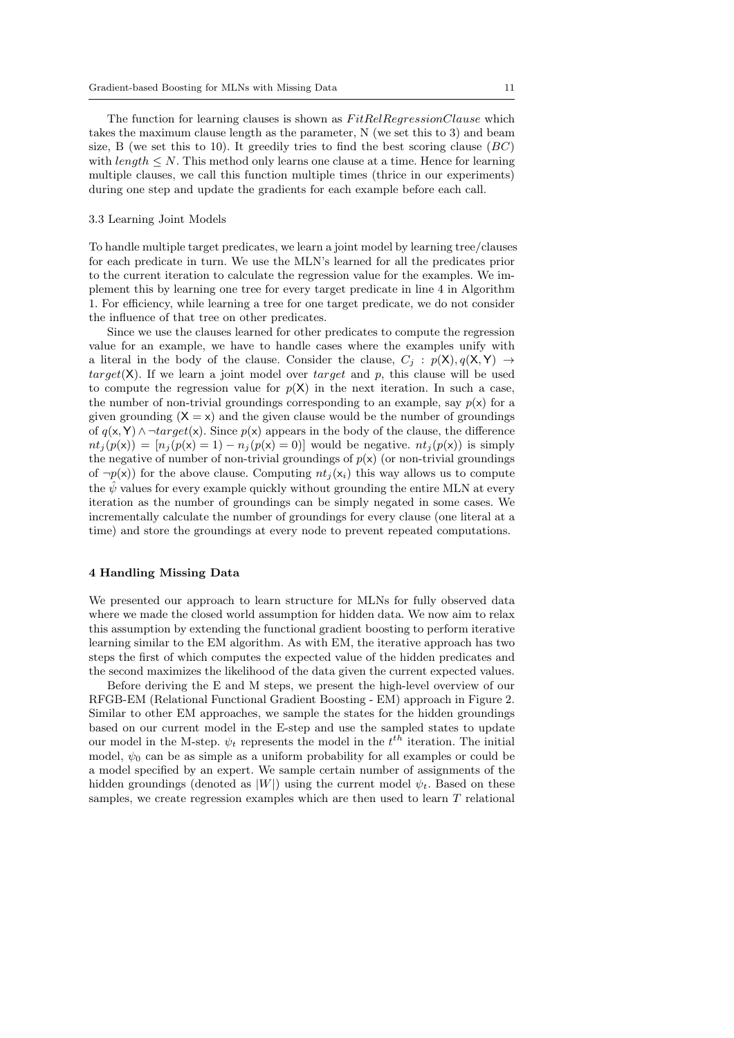The function for learning clauses is shown as *FitRelRegressionClause* which takes the maximum clause length as the parameter, N (we set this to 3) and beam size, B (we set this to 10). It greedily tries to find the best scoring clause ($BC$) with $length \leq N$. This method only learns one clause at a time. Hence for learning multiple clauses, we call this function multiple times (thrice in our experiments) during one step and update the gradients for each example before each call.

### 3.3 Learning Joint Models

To handle multiple target predicates, we learn a joint model by learning tree/clauses for each predicate in turn. We use the MLN's learned for all the predicates prior to the current iteration to calculate the regression value for the examples. We implement this by learning one tree for every target predicate in line 4 in Algorithm 1. For efficiency, while learning a tree for one target predicate, we do not consider the influence of that tree on other predicates.

Since we use the clauses learned for other predicates to compute the regression value for an example, we have to handle cases where the examples unify with a literal in the body of the clause. Consider the clause, $C_j : p(\mathsf{X}), q(\mathsf{X}, \mathsf{Y}) \rightarrow target(\mathsf{X})$. If we learn a joint model over $target$ and $p$, this clause will be used to compute the regression value for $p(\mathsf{X})$ in the next iteration. In such a case, the number of non-trivial groundings corresponding to an example, say $p(\mathsf{x})$ for a given grounding ($\mathsf{X} = \mathsf{x}$) and the given clause would be the number of groundings of $q(\mathsf{x}, \mathsf{Y}) \wedge \neg target(\mathsf{x})$. Since $p(\mathsf{x})$ appears in the body of the clause, the difference $nt_j(p(\mathsf{x})) = [n_j(p(\mathsf{x}) = 1) - n_j(p(\mathsf{x}) = 0)]$ would be negative. $nt_j(p(\mathsf{x}))$ is simply the negative of number of non-trivial groundings of $p(\mathsf{x})$ (or non-trivial groundings of $\neg p(\mathsf{x})$) for the above clause. Computing $nt_j(\mathsf{x}_i)$ this way allows us to compute the $\hat{\psi}$ values for every example quickly without grounding the entire MLN at every iteration as the number of groundings can be simply negated in some cases. We incrementally calculate the number of groundings for every clause (one literal at a time) and store the groundings at every node to prevent repeated computations.

## 4 Handling Missing Data

We presented our approach to learn structure for MLNs for fully observed data where we made the closed world assumption for hidden data. We now aim to relax this assumption by extending the functional gradient boosting to perform iterative learning similar to the EM algorithm. As with EM, the iterative approach has two steps the first of which computes the expected value of the hidden predicates and the second maximizes the likelihood of the data given the current expected values.

Before deriving the E and M steps, we present the high-level overview of our RFGB-EM (Relational Functional Gradient Boosting - EM) approach in Figure 2. Similar to other EM approaches, we sample the states for the hidden groundings based on our current model in the E-step and use the sampled states to update our model in the M-step. $\psi_t$ represents the model in the $t^{th}$ iteration. The initial model, $\psi_0$ can be as simple as a uniform probability for all examples or could be a model specified by an expert. We sample certain number of assignments of the hidden groundings (denoted as $|W|$) using the current model $\psi_t$. Based on these samples, we create regression examples which are then used to learn $T$ relational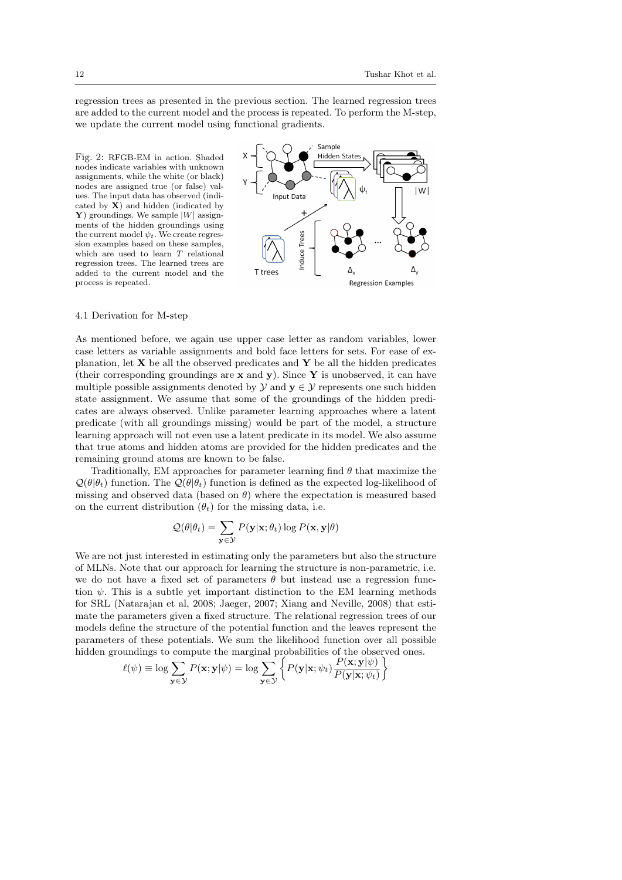regression trees as presented in the previous section. The learned regression trees are added to the current model and the process is repeated. To perform the M-step, we update the current model using functional gradients.

Fig. 2: RFGB-EM in action. Shaded nodes indicate variables with unknown assignments, while the white (or black) nodes are assigned true (or false) values. The input data has observed (indicated by $\mathbf{X}$) and hidden (indicated by $\mathbf{Y}$) groundings. We sample $|W|$ assignments of the hidden groundings using the current model $\psi_t$. We create regression examples based on these samples, which are used to learn $T$ relational regression trees. The learned trees are added to the current model and the process is repeated.

### 4.1 Derivation for M-step

As mentioned before, we again use upper case letter as random variables, lower case letters as variable assignments and bold face letters for sets. For ease of explanation, let $\mathbf{X}$ be all the observed predicates and $\mathbf{Y}$ be all the hidden predicates (their corresponding groundings are $\mathbf{x}$ and $\mathbf{y}$). Since $\mathbf{Y}$ is unobserved, it can have multiple possible assignments denoted by $\mathcal{Y}$ and $\mathbf{y} \in \mathcal{Y}$ represents one such hidden state assignment. We assume that some of the groundings of the hidden predicates are always observed. Unlike parameter learning approaches where a latent predicate (with all groundings missing) would be part of the model, a structure learning approach will not even use a latent predicate in its model. We also assume that true atoms and hidden atoms are provided for the hidden predicates and the remaining ground atoms are known to be false.

Traditionally, EM approaches for parameter learning find $\theta$ that maximize the $\mathcal{Q}(\theta|\theta_t)$ function. The $\mathcal{Q}(\theta|\theta_t)$ function is defined as the expected log-likelihood of missing and observed data (based on $\theta$) where the expectation is measured based on the current distribution ($\theta_t$) for the missing data, i.e.

$$\mathcal{Q}(\theta|\theta_t) = \sum_{\mathbf{y} \in \mathcal{Y}} P(\mathbf{y}|\mathbf{x};\theta_t) \log P(\mathbf{x},\mathbf{y}|\theta)$$

We are not just interested in estimating only the parameters but also the structure of MLNs. Note that our approach for learning the structure is non-parametric, i.e. we do not have a fixed set of parameters $\theta$ but instead use a regression function $\psi$. This is a subtle yet important distinction to the EM learning methods for SRL (Natarajan et al, 2008; Jaeger, 2007; Xiang and Neville, 2008) that estimate the parameters given a fixed structure. The relational regression trees of our models define the structure of the potential function and the leaves represent the parameters of these potentials. We sum the likelihood function over all possible hidden groundings to compute the marginal probabilities of the observed ones.

$$\ell(\psi) \equiv \log \sum_{\mathbf{y} \in \mathcal{Y}} P(\mathbf{x};\mathbf{y}|\psi) = \log \sum_{\mathbf{y} \in \mathcal{Y}} \left\{ P(\mathbf{y}|\mathbf{x};\psi_t) \frac{P(\mathbf{x};\mathbf{y}|\psi)}{P(\mathbf{y}|\mathbf{x};\psi_t)} \right\}$$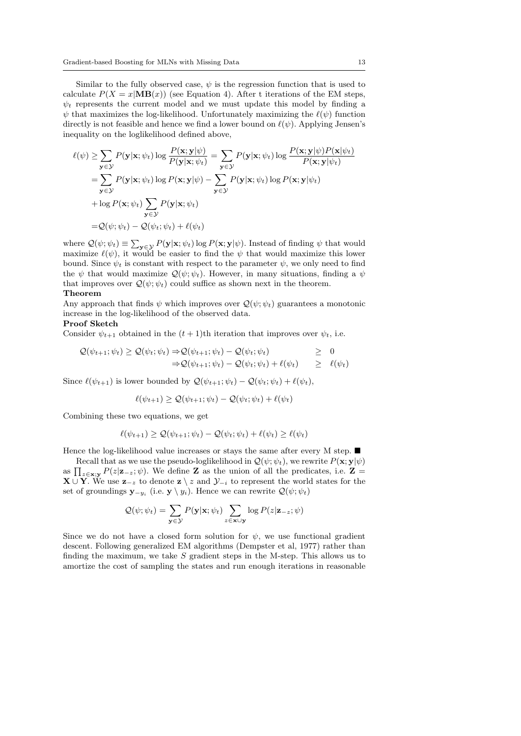Similar to the fully observed case, $\psi$ is the regression function that is used to calculate $P(X = x|\mathbf{MB}(x))$ (see Equation 4). After t iterations of the EM steps, $\psi_t$ represents the current model and we must update this model by finding a $\psi$ that maximizes the log-likelihood. Unfortunately maximizing the $\ell(\psi)$ function directly is not feasible and hence we find a lower bound on $\ell(\psi)$. Applying Jensen's inequality on the loglikelihood defined above,

$$
\begin{aligned}
\ell(\psi) \geq & \sum_{\mathbf{y}\in\mathcal{Y}} P(\mathbf{y}|\mathbf{x};\psi_t) \log \frac{P(\mathbf{x};\mathbf{y}|\psi)}{P(\mathbf{y}|\mathbf{x};\psi_t)} = \sum_{\mathbf{y}\in\mathcal{Y}} P(\mathbf{y}|\mathbf{x};\psi_t) \log \frac{P(\mathbf{x};\mathbf{y}|\psi)P(\mathbf{x}|\psi_t)}{P(\mathbf{x};\mathbf{y}|\psi_t)} \\
= & \sum_{\mathbf{y}\in\mathcal{Y}} P(\mathbf{y}|\mathbf{x};\psi_t) \log P(\mathbf{x};\mathbf{y}|\psi) - \sum_{\mathbf{y}\in\mathcal{Y}} P(\mathbf{y}|\mathbf{x};\psi_t) \log P(\mathbf{x};\mathbf{y}|\psi_t) \\
& + \log P(\mathbf{x};\psi_t) \sum_{\mathbf{y}\in\mathcal{Y}} P(\mathbf{y}|\mathbf{x};\psi_t) \\
= & \mathcal{Q}(\psi;\psi_t) - \mathcal{Q}(\psi_t;\psi_t) + \ell(\psi_t)
\end{aligned}
$$

where $\mathcal{Q}(\psi;\psi_t) \equiv \sum_{\mathbf{y}\in\mathcal{Y}} P(\mathbf{y}|\mathbf{x};\psi_t) \log P(\mathbf{x};\mathbf{y}|\psi)$. Instead of finding $\psi$ that would maximize $\ell(\psi)$, it would be easier to find the $\psi$ that would maximize this lower bound. Since $\psi_t$ is constant with respect to the parameter $\psi$, we only need to find the $\psi$ that would maximize $\mathcal{Q}(\psi;\psi_t)$. However, in many situations, finding a $\psi$ that improves over $\mathcal{Q}(\psi;\psi_t)$ could suffice as shown next in the theorem.

**Theorem**

Any approach that finds $\psi$ which improves over $\mathcal{Q}(\psi;\psi_t)$ guarantees a monotonic increase in the log-likelihood of the observed data.

**Proof Sketch**

Consider $\psi_{t+1}$ obtained in the $(t+1)$th iteration that improves over $\psi_t$, i.e.

$$
\begin{aligned}
\mathcal{Q}(\psi_{t+1};\psi_t) \geq \mathcal{Q}(\psi_t;\psi_t) \Rightarrow & \mathcal{Q}(\psi_{t+1};\psi_t) - \mathcal{Q}(\psi_t;\psi_t) && \geq \; 0 \\
\Rightarrow & \mathcal{Q}(\psi_{t+1};\psi_t) - \mathcal{Q}(\psi_t;\psi_t) + \ell(\psi_t) && \geq \; \ell(\psi_t)
\end{aligned}
$$

Since $\ell(\psi_{t+1})$ is lower bounded by $\mathcal{Q}(\psi_{t+1};\psi_t) - \mathcal{Q}(\psi_t;\psi_t) + \ell(\psi_t)$,

$$
\ell(\psi_{t+1}) \geq \mathcal{Q}(\psi_{t+1};\psi_t) - \mathcal{Q}(\psi_t;\psi_t) + \ell(\psi_t)
$$

Combining these two equations, we get

$$
\ell(\psi_{t+1}) \geq \mathcal{Q}(\psi_{t+1};\psi_t) - \mathcal{Q}(\psi_t;\psi_t) + \ell(\psi_t) \geq \ell(\psi_t)
$$

Hence the log-likelihood value increases or stays the same after every M step. ■

Recall that as we use the pseudo-loglikelihood in $\mathcal{Q}(\psi;\psi_t)$, we rewrite $P(\mathbf{x};\mathbf{y}|\psi)$ as $\prod_{z\in\mathbf{x};\mathbf{y}} P(z|\mathbf{z}_{-z};\psi)$. We define $\mathbf{Z}$ as the union of all the predicates, i.e. $\mathbf{Z} = \mathbf{X} \cup \mathbf{Y}$. We use $\mathbf{z}_{-z}$ to denote $\mathbf{z} \setminus z$ and $\mathcal{Y}_{-i}$ to represent the world states for the set of groundings $\mathbf{y}_{-y_i}$ (i.e. $\mathbf{y} \setminus y_i$). Hence we can rewrite $\mathcal{Q}(\psi;\psi_t)$

$$
\mathcal{Q}(\psi;\psi_t) = \sum_{\mathbf{y}\in\mathcal{Y}} P(\mathbf{y}|\mathbf{x};\psi_t) \sum_{z\in\mathbf{x}\cup\mathbf{y}} \log P(z|\mathbf{z}_{-z};\psi)
$$

Since we do not have a closed form solution for $\psi$, we use functional gradient descent. Following generalized EM algorithms (Dempster et al, 1977) rather than finding the maximum, we take $S$ gradient steps in the M-step. This allows us to amortize the cost of sampling the states and run enough iterations in reasonable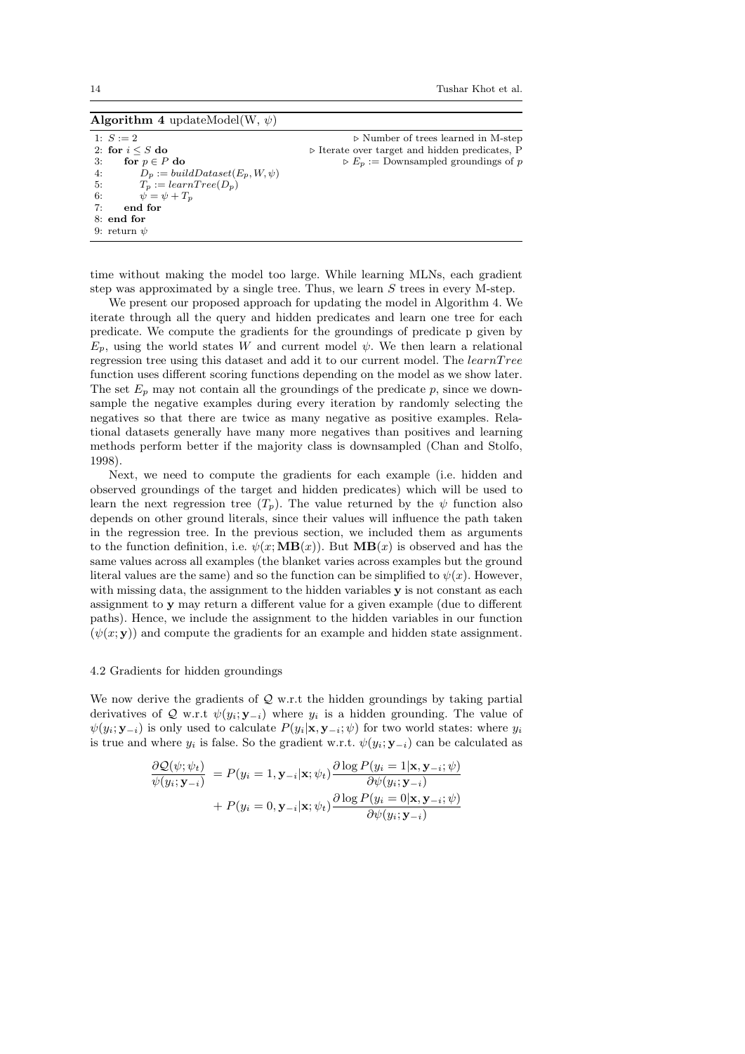**Algorithm 4** updateModel(W, $\psi$)

```
1: S := 2                                  ▷ Number of trees learned in M-step
2: for i ≤ S do                            ▷ Iterate over target and hidden predicates, P
3:     for p ∈ P do                        ▷ E_p := Downsampled groundings of p
4:         D_p := buildDataset(E_p, W, ψ)
5:         T_p := learnTree(D_p)
6:         ψ = ψ + T_p
7:     end for
8: end for
9: return ψ
```

time without making the model too large. While learning MLNs, each gradient step was approximated by a single tree. Thus, we learn $S$ trees in every M-step.

We present our proposed approach for updating the model in Algorithm 4. We iterate through all the query and hidden predicates and learn one tree for each predicate. We compute the gradients for the groundings of predicate p given by $E_p$, using the world states $W$ and current model $\psi$. We then learn a relational regression tree using this dataset and add it to our current model. The *learnTree* function uses different scoring functions depending on the model as we show later. The set $E_p$ may not contain all the groundings of the predicate $p$, since we downsample the negative examples during every iteration by randomly selecting the negatives so that there are twice as many negative as positive examples. Relational datasets generally have many more negatives than positives and learning methods perform better if the majority class is downsampled (Chan and Stolfo, 1998).

Next, we need to compute the gradients for each example (i.e. hidden and observed groundings of the target and hidden predicates) which will be used to learn the next regression tree ($T_p$). The value returned by the $\psi$ function also depends on other ground literals, since their values will influence the path taken in the regression tree. In the previous section, we included them as arguments to the function definition, i.e. $\psi(x; \mathbf{MB}(x))$. But $\mathbf{MB}(x)$ is observed and has the same values across all examples (the blanket varies across examples but the ground literal values are the same) and so the function can be simplified to $\psi(x)$. However, with missing data, the assignment to the hidden variables $\mathbf{y}$ is not constant as each assignment to $\mathbf{y}$ may return a different value for a given example (due to different paths). Hence, we include the assignment to the hidden variables in our function ($\psi(x; \mathbf{y})$) and compute the gradients for an example and hidden state assignment.

### 4.2 Gradients for hidden groundings

We now derive the gradients of $\mathcal{Q}$ w.r.t the hidden groundings by taking partial derivatives of $\mathcal{Q}$ w.r.t $\psi(y_i; \mathbf{y}_{-i})$ where $y_i$ is a hidden grounding. The value of $\psi(y_i; \mathbf{y}_{-i})$ is only used to calculate $P(y_i|\mathbf{x}, \mathbf{y}_{-i}; \psi)$ for two world states: where $y_i$ is true and where $y_i$ is false. So the gradient w.r.t. $\psi(y_i; \mathbf{y}_{-i})$ can be calculated as

$$
\begin{aligned}
\frac{\partial \mathcal{Q}(\psi; \psi_t)}{\psi(y_i; \mathbf{y}_{-i})} &= P(y_i = 1, \mathbf{y}_{-i}|\mathbf{x}; \psi_t) \frac{\partial \log P(y_i = 1|\mathbf{x}, \mathbf{y}_{-i}; \psi)}{\partial \psi(y_i; \mathbf{y}_{-i})} \\
&+ P(y_i = 0, \mathbf{y}_{-i}|\mathbf{x}; \psi_t) \frac{\partial \log P(y_i = 0|\mathbf{x}, \mathbf{y}_{-i}; \psi)}{\partial \psi(y_i; \mathbf{y}_{-i})}
\end{aligned}
$$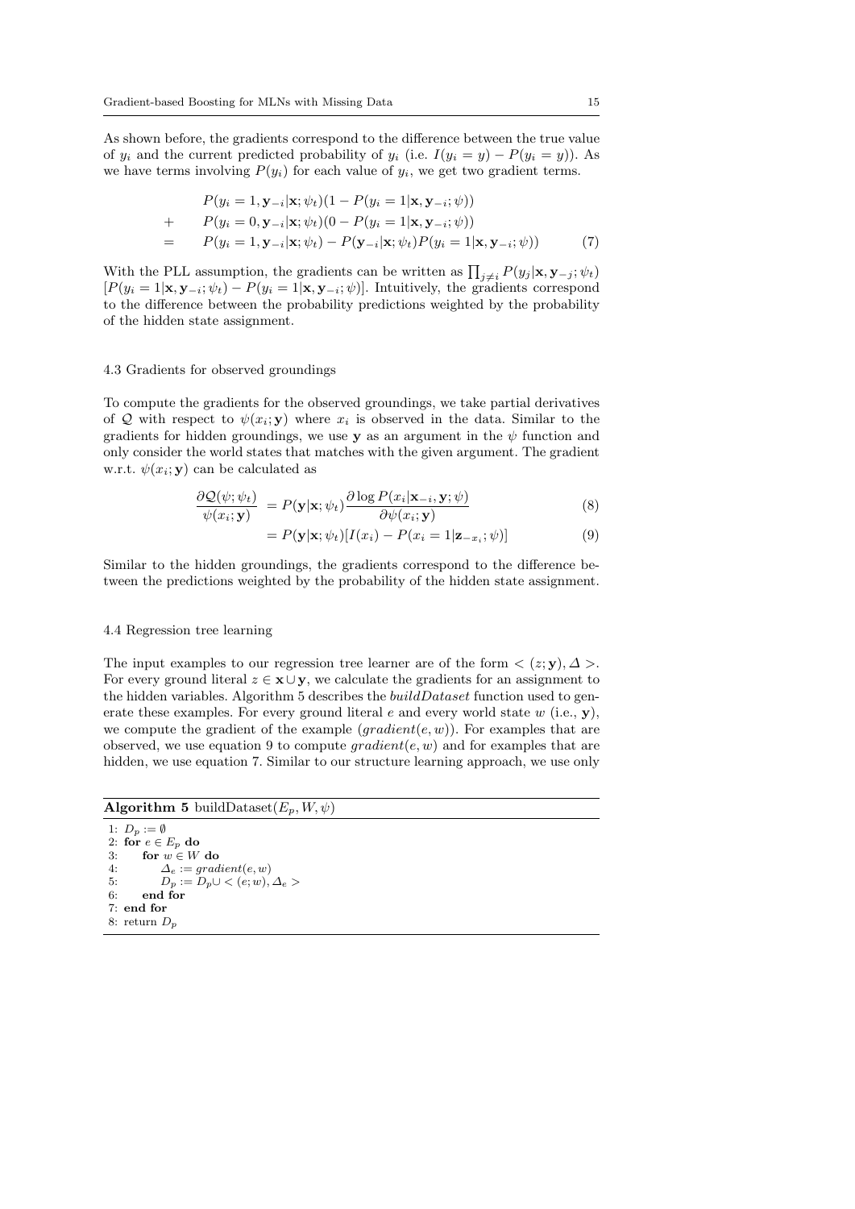As shown before, the gradients correspond to the difference between the true value of $y_i$ and the current predicted probability of $y_i$ (i.e. $I(y_i = y) - P(y_i = y)$). As we have terms involving $P(y_i)$ for each value of $y_i$, we get two gradient terms.

$$
\begin{aligned}
& P(y_i = 1, \mathbf{y}_{-i}|\mathbf{x}; \psi_t)(1 - P(y_i = 1|\mathbf{x}, \mathbf{y}_{-i}; \psi)) \\
+ \quad & P(y_i = 0, \mathbf{y}_{-i}|\mathbf{x}; \psi_t)(0 - P(y_i = 1|\mathbf{x}, \mathbf{y}_{-i}; \psi)) \\
= \quad & P(y_i = 1, \mathbf{y}_{-i}|\mathbf{x}; \psi_t) - P(\mathbf{y}_{-i}|\mathbf{x}; \psi_t)P(y_i = 1|\mathbf{x}, \mathbf{y}_{-i}; \psi)) \qquad (7)
\end{aligned}
$$

With the PLL assumption, the gradients can be written as $\prod_{j \neq i} P(y_j|\mathbf{x}, \mathbf{y}_{-j}; \psi_t)$ $[P(y_i = 1|\mathbf{x}, \mathbf{y}_{-i}; \psi_t) - P(y_i = 1|\mathbf{x}, \mathbf{y}_{-i}; \psi)]$. Intuitively, the gradients correspond to the difference between the probability predictions weighted by the probability of the hidden state assignment.

### 4.3 Gradients for observed groundings

To compute the gradients for the observed groundings, we take partial derivatives of $\mathcal{Q}$ with respect to $\psi(x_i; \mathbf{y})$ where $x_i$ is observed in the data. Similar to the gradients for hidden groundings, we use $\mathbf{y}$ as an argument in the $\psi$ function and only consider the world states that matches with the given argument. The gradient w.r.t. $\psi(x_i; \mathbf{y})$ can be calculated as

$$
\begin{aligned}
\frac{\partial \mathcal{Q}(\psi; \psi_t)}{\psi(x_i; \mathbf{y})} &= P(\mathbf{y}|\mathbf{x}; \psi_t) \frac{\partial \log P(x_i|\mathbf{x}_{-i}, \mathbf{y}; \psi)}{\partial \psi(x_i; \mathbf{y})} \qquad (8) \\
&= P(\mathbf{y}|\mathbf{x}; \psi_t)[I(x_i) - P(x_i = 1|\mathbf{z}_{-x_i}; \psi)] \qquad (9)
\end{aligned}
$$

Similar to the hidden groundings, the gradients correspond to the difference between the predictions weighted by the probability of the hidden state assignment.

### 4.4 Regression tree learning

The input examples to our regression tree learner are of the form $< (z; \mathbf{y}), \Delta >$. For every ground literal $z \in \mathbf{x} \cup \mathbf{y}$, we calculate the gradients for an assignment to the hidden variables. Algorithm 5 describes the *buildDataset* function used to generate these examples. For every ground literal $e$ and every world state $w$ (i.e., $\mathbf{y}$), we compute the gradient of the example ($gradient(e, w)$). For examples that are observed, we use equation 9 to compute $gradient(e, w)$ and for examples that are hidden, we use equation 7. Similar to our structure learning approach, we use only

**Algorithm 5** buildDataset($E_p, W, \psi$)

```
1: D_p := ∅
2: for e ∈ E_p do
3:     for w ∈ W do
4:         Δ_e := gradient(e, w)
5:         D_p := D_p ∪ < (e; w), Δ_e >
6:     end for
7: end for
8: return D_p
```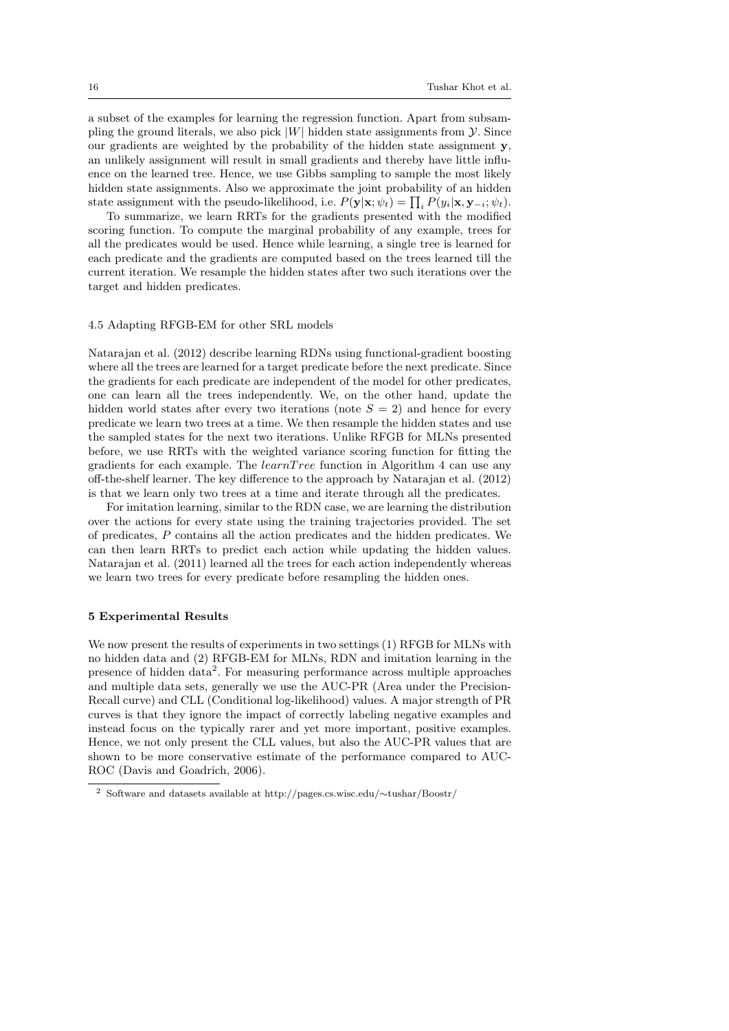a subset of the examples for learning the regression function. Apart from subsampling the ground literals, we also pick $|W|$ hidden state assignments from $\mathcal{Y}$. Since our gradients are weighted by the probability of the hidden state assignment $\mathbf{y}$, an unlikely assignment will result in small gradients and thereby have little influence on the learned tree. Hence, we use Gibbs sampling to sample the most likely hidden state assignments. Also we approximate the joint probability of an hidden state assignment with the pseudo-likelihood, i.e. $P(\mathbf{y}|\mathbf{x}; \psi_t) = \prod_i P(y_i|\mathbf{x}, \mathbf{y}_{-i}; \psi_t)$.

To summarize, we learn RRTs for the gradients presented with the modified scoring function. To compute the marginal probability of any example, trees for all the predicates would be used. Hence while learning, a single tree is learned for each predicate and the gradients are computed based on the trees learned till the current iteration. We resample the hidden states after two such iterations over the target and hidden predicates.

### 4.5 Adapting RFGB-EM for other SRL models

Natarajan et al. (2012) describe learning RDNs using functional-gradient boosting where all the trees are learned for a target predicate before the next predicate. Since the gradients for each predicate are independent of the model for other predicates, one can learn all the trees independently. We, on the other hand, update the hidden world states after every two iterations (note $S = 2$) and hence for every predicate we learn two trees at a time. We then resample the hidden states and use the sampled states for the next two iterations. Unlike RFGB for MLNs presented before, we use RRTs with the weighted variance scoring function for fitting the gradients for each example. The *learnTree* function in Algorithm 4 can use any off-the-shelf learner. The key difference to the approach by Natarajan et al. (2012) is that we learn only two trees at a time and iterate through all the predicates.

For imitation learning, similar to the RDN case, we are learning the distribution over the actions for every state using the training trajectories provided. The set of predicates, $P$ contains all the action predicates and the hidden predicates. We can then learn RRTs to predict each action while updating the hidden values. Natarajan et al. (2011) learned all the trees for each action independently whereas we learn two trees for every predicate before resampling the hidden ones.

## 5 Experimental Results

We now present the results of experiments in two settings (1) RFGB for MLNs with no hidden data and (2) RFGB-EM for MLNs, RDN and imitation learning in the presence of hidden data[2]. For measuring performance across multiple approaches and multiple data sets, generally we use the AUC-PR (Area under the Precision-Recall curve) and CLL (Conditional log-likelihood) values. A major strength of PR curves is that they ignore the impact of correctly labeling negative examples and instead focus on the typically rarer and yet more important, positive examples. Hence, we not only present the CLL values, but also the AUC-PR values that are shown to be more conservative estimate of the performance compared to AUC-ROC (Davis and Goadrich, 2006).

[2] Software and datasets available at http://pages.cs.wisc.edu/∼tushar/Boostr/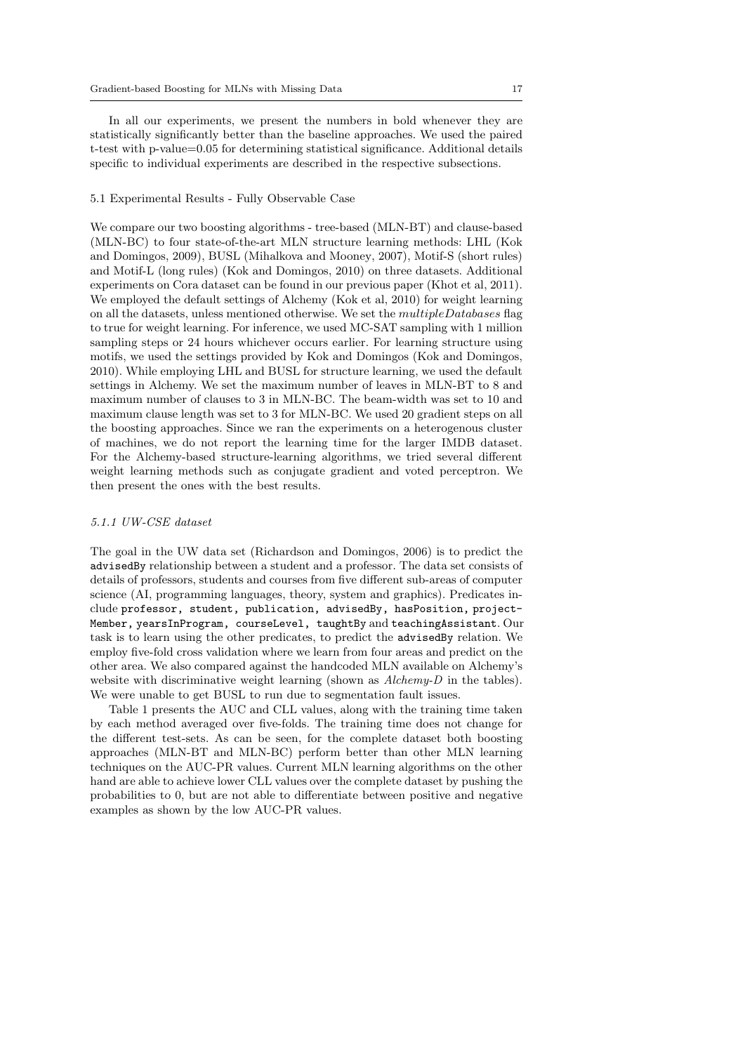In all our experiments, we present the numbers in bold whenever they are statistically significantly better than the baseline approaches. We used the paired t-test with p-value=0.05 for determining statistical significance. Additional details specific to individual experiments are described in the respective subsections.

### 5.1 Experimental Results - Fully Observable Case

We compare our two boosting algorithms - tree-based (MLN-BT) and clause-based (MLN-BC) to four state-of-the-art MLN structure learning methods: LHL (Kok and Domingos, 2009), BUSL (Mihalkova and Mooney, 2007), Motif-S (short rules) and Motif-L (long rules) (Kok and Domingos, 2010) on three datasets. Additional experiments on Cora dataset can be found in our previous paper (Khot et al, 2011). We employed the default settings of Alchemy (Kok et al, 2010) for weight learning on all the datasets, unless mentioned otherwise. We set the *multipleDatabases* flag to true for weight learning. For inference, we used MC-SAT sampling with 1 million sampling steps or 24 hours whichever occurs earlier. For learning structure using motifs, we used the settings provided by Kok and Domingos (Kok and Domingos, 2010). While employing LHL and BUSL for structure learning, we used the default settings in Alchemy. We set the maximum number of leaves in MLN-BT to 8 and maximum number of clauses to 3 in MLN-BC. The beam-width was set to 10 and maximum clause length was set to 3 for MLN-BC. We used 20 gradient steps on all the boosting approaches. Since we ran the experiments on a heterogenous cluster of machines, we do not report the learning time for the larger IMDB dataset. For the Alchemy-based structure-learning algorithms, we tried several different weight learning methods such as conjugate gradient and voted perceptron. We then present the ones with the best results.

#### 5.1.1 UW-CSE dataset

The goal in the UW data set (Richardson and Domingos, 2006) is to predict the `advisedBy` relationship between a student and a professor. The data set consists of details of professors, students and courses from five different sub-areas of computer science (AI, programming languages, theory, system and graphics). Predicates include `professor, student, publication, advisedBy, hasPosition, projectMember, yearsInProgram, courseLevel, taughtBy` and `teachingAssistant`. Our task is to learn using the other predicates, to predict the `advisedBy` relation. We employ five-fold cross validation where we learn from four areas and predict on the other area. We also compared against the handcoded MLN available on Alchemy's website with discriminative weight learning (shown as *Alchemy-D* in the tables). We were unable to get BUSL to run due to segmentation fault issues.

Table 1 presents the AUC and CLL values, along with the training time taken by each method averaged over five-folds. The training time does not change for the different test-sets. As can be seen, for the complete dataset both boosting approaches (MLN-BT and MLN-BC) perform better than other MLN learning techniques on the AUC-PR values. Current MLN learning algorithms on the other hand are able to achieve lower CLL values over the complete dataset by pushing the probabilities to 0, but are not able to differentiate between positive and negative examples as shown by the low AUC-PR values.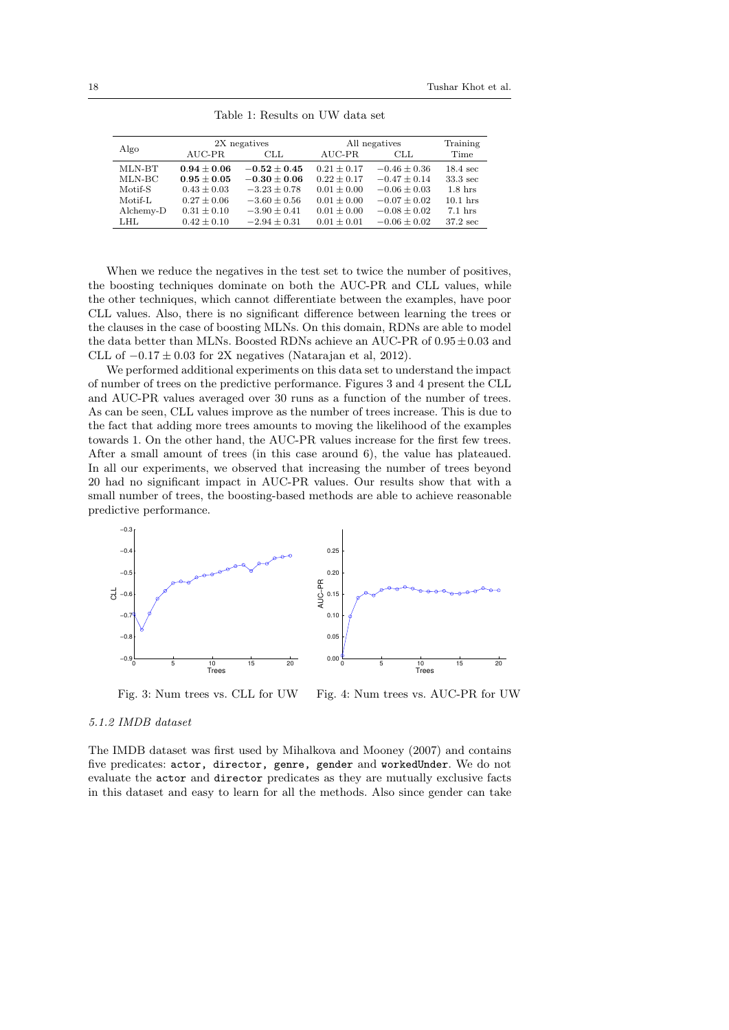Table 1: Results on UW data set

| Algo | 2X negatives | | All negatives | | Training |
|---|---|---|---|---|---|
| | AUC-PR | CLL | AUC-PR | CLL | Time |
| MLN-BT | $\mathbf{0.94 \pm 0.06}$ | $\mathbf{-0.52 \pm 0.45}$ | $0.21 \pm 0.17$ | $-0.46 \pm 0.36$ | 18.4 sec |
| MLN-BC | $\mathbf{0.95 \pm 0.05}$ | $\mathbf{-0.30 \pm 0.06}$ | $0.22 \pm 0.17$ | $-0.47 \pm 0.14$ | 33.3 sec |
| Motif-S | $0.43 \pm 0.03$ | $-3.23 \pm 0.78$ | $0.01 \pm 0.00$ | $-0.06 \pm 0.03$ | 1.8 hrs |
| Motif-L | $0.27 \pm 0.06$ | $-3.60 \pm 0.56$ | $0.01 \pm 0.00$ | $-0.07 \pm 0.02$ | 10.1 hrs |
| Alchemy-D | $0.31 \pm 0.10$ | $-3.90 \pm 0.41$ | $0.01 \pm 0.00$ | $-0.08 \pm 0.02$ | 7.1 hrs |
| LHL | $0.42 \pm 0.10$ | $-2.94 \pm 0.31$ | $0.01 \pm 0.01$ | $-0.06 \pm 0.02$ | 37.2 sec |

When we reduce the negatives in the test set to twice the number of positives, the boosting techniques dominate on both the AUC-PR and CLL values, while the other techniques, which cannot differentiate between the examples, have poor CLL values. Also, there is no significant difference between learning the trees or the clauses in the case of boosting MLNs. On this domain, RDNs are able to model the data better than MLNs. Boosted RDNs achieve an AUC-PR of $0.95 \pm 0.03$ and CLL of $-0.17 \pm 0.03$ for 2X negatives (Natarajan et al, 2012).

We performed additional experiments on this data set to understand the impact of number of trees on the predictive performance. Figures 3 and 4 present the CLL and AUC-PR values averaged over 30 runs as a function of the number of trees. As can be seen, CLL values improve as the number of trees increase. This is due to the fact that adding more trees amounts to moving the likelihood of the examples towards 1. On the other hand, the AUC-PR values increase for the first few trees. After a small amount of trees (in this case around 6), the value has plateaued. In all our experiments, we observed that increasing the number of trees beyond 20 had no significant impact in AUC-PR values. Our results show that with a small number of trees, the boosting-based methods are able to achieve reasonable predictive performance.

Fig. 3: Num trees vs. CLL for UW

Fig. 4: Num trees vs. AUC-PR for UW

#### 5.1.2 IMDB dataset

The IMDB dataset was first used by Mihalkova and Mooney (2007) and contains five predicates: `actor`, `director`, `genre`, `gender` and `workedUnder`. We do not evaluate the `actor` and `director` predicates as they are mutually exclusive facts in this dataset and easy to learn for all the methods. Also since gender can take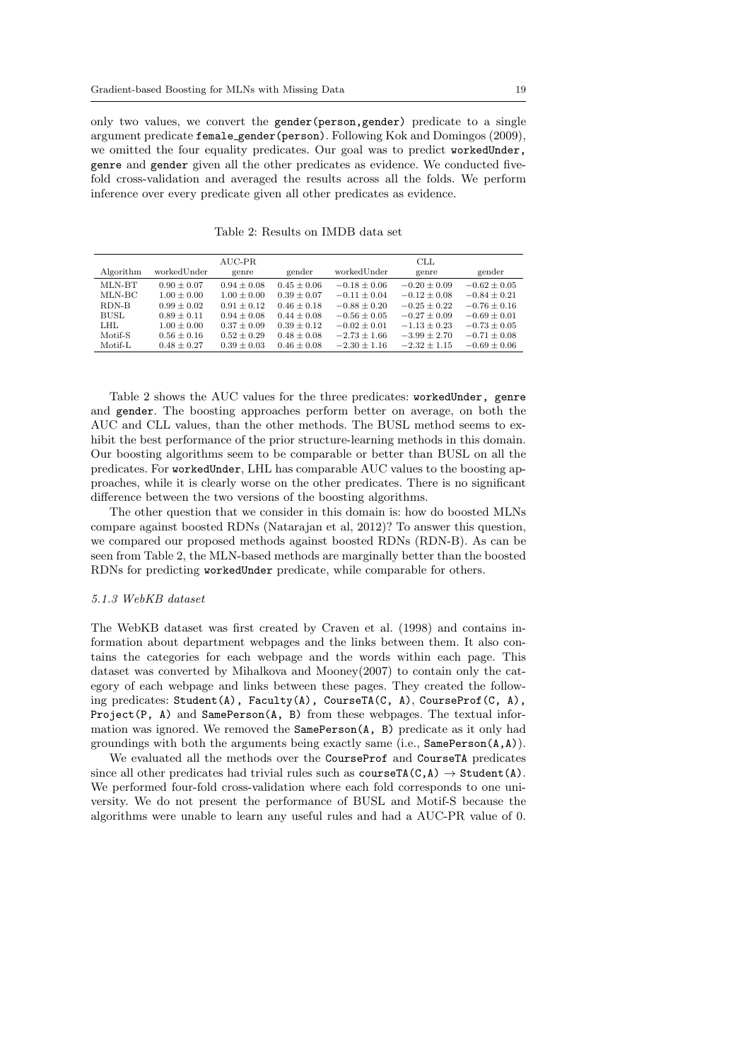only two values, we convert the `gender(person,gender)` predicate to a single argument predicate `female_gender(person)`. Following Kok and Domingos (2009), we omitted the four equality predicates. Our goal was to predict `workedUnder`, `genre` and `gender` given all the other predicates as evidence. We conducted five-fold cross-validation and averaged the results across all the folds. We perform inference over every predicate given all other predicates as evidence.

Table 2: Results on IMDB data set

| Algorithm | AUC-PR | | | CLL | | |
|---|---|---|---|---|---|---|
| | workedUnder | genre | gender | workedUnder | genre | gender |
| MLN-BT | $0.90 \pm 0.07$ | $0.94 \pm 0.08$ | $0.45 \pm 0.06$ | $-0.18 \pm 0.06$ | $-0.20 \pm 0.09$ | $-0.62 \pm 0.05$ |
| MLN-BC | $1.00 \pm 0.00$ | $1.00 \pm 0.00$ | $0.39 \pm 0.07$ | $-0.11 \pm 0.04$ | $-0.12 \pm 0.08$ | $-0.84 \pm 0.21$ |
| RDN-B | $0.99 \pm 0.02$ | $0.91 \pm 0.12$ | $0.46 \pm 0.18$ | $-0.88 \pm 0.20$ | $-0.25 \pm 0.22$ | $-0.76 \pm 0.16$ |
| BUSL | $0.89 \pm 0.11$ | $0.94 \pm 0.08$ | $0.44 \pm 0.08$ | $-0.56 \pm 0.05$ | $-0.27 \pm 0.09$ | $-0.69 \pm 0.01$ |
| LHL | $1.00 \pm 0.00$ | $0.37 \pm 0.09$ | $0.39 \pm 0.12$ | $-0.02 \pm 0.01$ | $-1.13 \pm 0.23$ | $-0.73 \pm 0.05$ |
| Motif-S | $0.56 \pm 0.16$ | $0.52 \pm 0.29$ | $0.48 \pm 0.08$ | $-2.73 \pm 1.66$ | $-3.99 \pm 2.70$ | $-0.71 \pm 0.08$ |
| Motif-L | $0.48 \pm 0.27$ | $0.39 \pm 0.03$ | $0.46 \pm 0.08$ | $-2.30 \pm 1.16$ | $-2.32 \pm 1.15$ | $-0.69 \pm 0.06$ |

Table 2 shows the AUC values for the three predicates: `workedUnder`, `genre` and `gender`. The boosting approaches perform better on average, on both the AUC and CLL values, than the other methods. The BUSL method seems to exhibit the best performance of the prior structure-learning methods in this domain. Our boosting algorithms seem to be comparable or better than BUSL on all the predicates. For `workedUnder`, LHL has comparable AUC values to the boosting approaches, while it is clearly worse on the other predicates. There is no significant difference between the two versions of the boosting algorithms.

The other question that we consider in this domain is: how do boosted MLNs compare against boosted RDNs (Natarajan et al, 2012)? To answer this question, we compared our proposed methods against boosted RDNs (RDN-B). As can be seen from Table 2, the MLN-based methods are marginally better than the boosted RDNs for predicting `workedUnder` predicate, while comparable for others.

#### 5.1.3 WebKB dataset

The WebKB dataset was first created by Craven et al. (1998) and contains information about department webpages and the links between them. It also contains the categories for each webpage and the words within each page. This dataset was converted by Mihalkova and Mooney(2007) to contain only the category of each webpage and links between these pages. They created the following predicates: `Student(A)`, `Faculty(A)`, `CourseTA(C, A)`, `CourseProf(C, A)`, `Project(P, A)` and `SamePerson(A, B)` from these webpages. The textual information was ignored. We removed the `SamePerson(A, B)` predicate as it only had groundings with both the arguments being exactly same (i.e., `SamePerson(A,A)`).

We evaluated all the methods over the `CourseProf` and `CourseTA` predicates since all other predicates had trivial rules such as `courseTA(C,A)` $\rightarrow$ `Student(A)`. We performed four-fold cross-validation where each fold corresponds to one university. We do not present the performance of BUSL and Motif-S because the algorithms were unable to learn any useful rules and had a AUC-PR value of 0.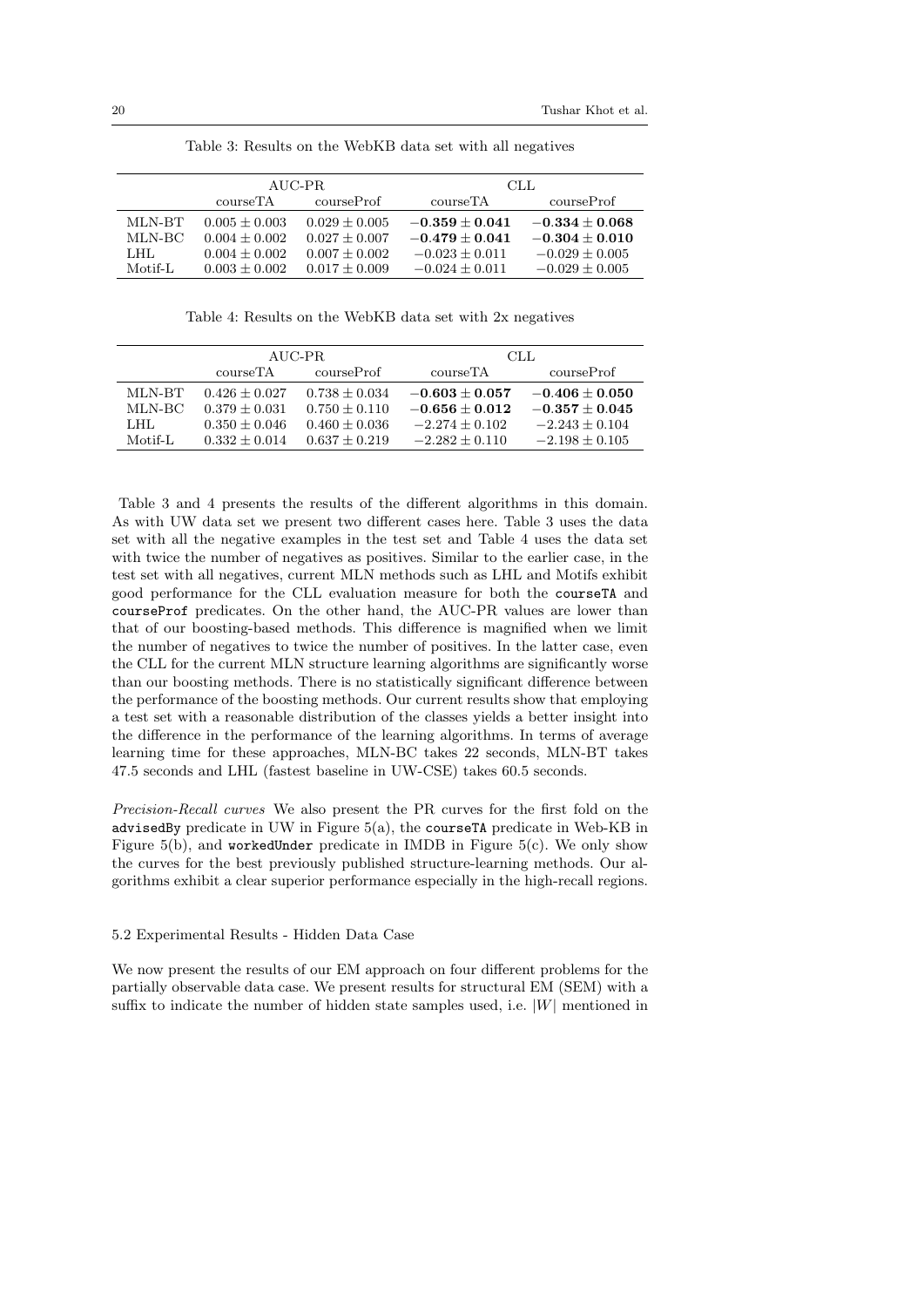Table 3: Results on the WebKB data set with all negatives

| | AUC-PR | | CLL | |
|---|---|---|---|---|
| | courseTA | courseProf | courseTA | courseProf |
| MLN-BT | $0.005 \pm 0.003$ | $0.029 \pm 0.005$ | $\mathbf{-0.359 \pm 0.041}$ | $\mathbf{-0.334 \pm 0.068}$ |
| MLN-BC | $0.004 \pm 0.002$ | $0.027 \pm 0.007$ | $\mathbf{-0.479 \pm 0.041}$ | $\mathbf{-0.304 \pm 0.010}$ |
| LHL | $0.004 \pm 0.002$ | $0.007 \pm 0.002$ | $-0.023 \pm 0.011$ | $-0.029 \pm 0.005$ |
| Motif-L | $0.003 \pm 0.002$ | $0.017 \pm 0.009$ | $-0.024 \pm 0.011$ | $-0.029 \pm 0.005$ |

Table 4: Results on the WebKB data set with 2x negatives

| | AUC-PR | | CLL | |
|---|---|---|---|---|
| | courseTA | courseProf | courseTA | courseProf |
| MLN-BT | $0.426 \pm 0.027$ | $0.738 \pm 0.034$ | $\mathbf{-0.603 \pm 0.057}$ | $\mathbf{-0.406 \pm 0.050}$ |
| MLN-BC | $0.379 \pm 0.031$ | $0.750 \pm 0.110$ | $\mathbf{-0.656 \pm 0.012}$ | $\mathbf{-0.357 \pm 0.045}$ |
| LHL | $0.350 \pm 0.046$ | $0.460 \pm 0.036$ | $-2.274 \pm 0.102$ | $-2.243 \pm 0.104$ |
| Motif-L | $0.332 \pm 0.014$ | $0.637 \pm 0.219$ | $-2.282 \pm 0.110$ | $-2.198 \pm 0.105$ |

Table 3 and 4 presents the results of the different algorithms in this domain. As with UW data set we present two different cases here. Table 3 uses the data set with all the negative examples in the test set and Table 4 uses the data set with twice the number of negatives as positives. Similar to the earlier case, in the test set with all negatives, current MLN methods such as LHL and Motifs exhibit good performance for the CLL evaluation measure for both the `courseTA` and `courseProf` predicates. On the other hand, the AUC-PR values are lower than that of our boosting-based methods. This difference is magnified when we limit the number of negatives to twice the number of positives. In the latter case, even the CLL for the current MLN structure learning algorithms are significantly worse than our boosting methods. There is no statistically significant difference between the performance of the boosting methods. Our current results show that employing a test set with a reasonable distribution of the classes yields a better insight into the difference in the performance of the learning algorithms. In terms of average learning time for these approaches, MLN-BC takes 22 seconds, MLN-BT takes 47.5 seconds and LHL (fastest baseline in UW-CSE) takes 60.5 seconds.

*Precision-Recall curves* We also present the PR curves for the first fold on the `advisedBy` predicate in UW in Figure 5(a), the `courseTA` predicate in Web-KB in Figure 5(b), and `workedUnder` predicate in IMDB in Figure 5(c). We only show the curves for the best previously published structure-learning methods. Our algorithms exhibit a clear superior performance especially in the high-recall regions.

### 5.2 Experimental Results - Hidden Data Case

We now present the results of our EM approach on four different problems for the partially observable data case. We present results for structural EM (SEM) with a suffix to indicate the number of hidden state samples used, i.e. $|W|$ mentioned in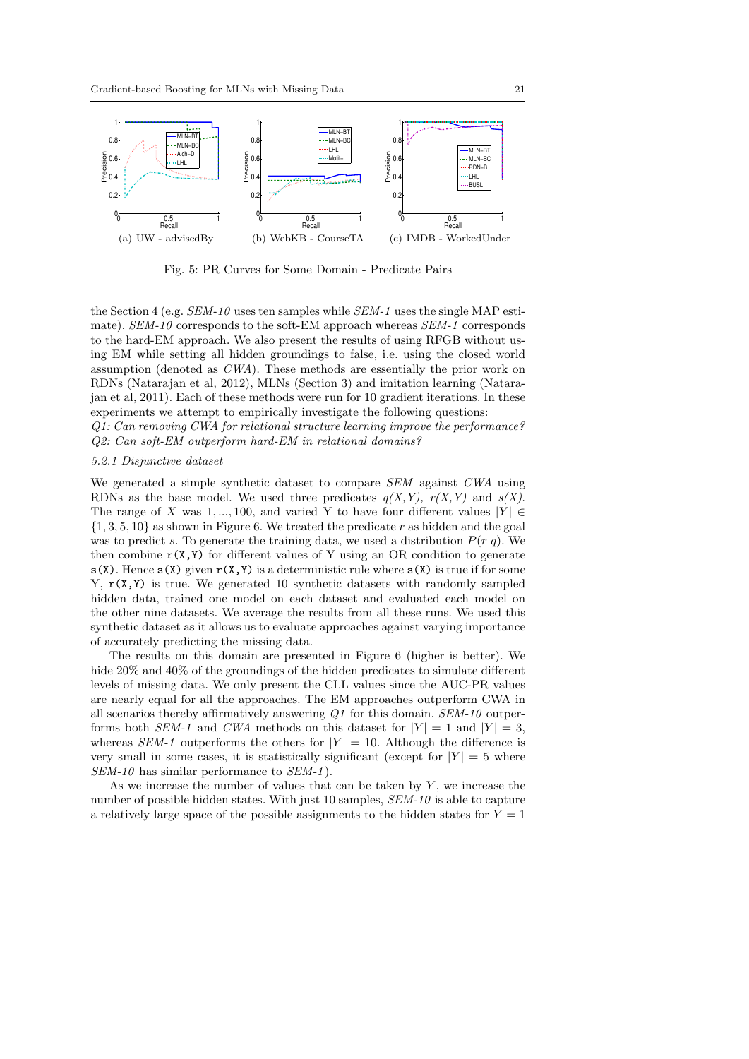(a) UW - advisedBy (b) WebKB - CourseTA (c) IMDB - WorkedUnder

Fig. 5: PR Curves for Some Domain - Predicate Pairs

the Section 4 (e.g. *SEM-10* uses ten samples while *SEM-1* uses the single MAP estimate). *SEM-10* corresponds to the soft-EM approach whereas *SEM-1* corresponds to the hard-EM approach. We also present the results of using RFGB without using EM while setting all hidden groundings to false, i.e. using the closed world assumption (denoted as *CWA*). These methods are essentially the prior work on RDNs (Natarajan et al, 2012), MLNs (Section 3) and imitation learning (Natarajan et al, 2011). Each of these methods were run for 10 gradient iterations. In these experiments we attempt to empirically investigate the following questions:

*Q1: Can removing CWA for relational structure learning improve the performance?*
*Q2: Can soft-EM outperform hard-EM in relational domains?*

#### 5.2.1 Disjunctive dataset

We generated a simple synthetic dataset to compare *SEM* against *CWA* using RDNs as the base model. We used three predicates $q(X, Y)$, $r(X, Y)$ and $s(X)$. The range of $X$ was $1, ..., 100$, and varied Y to have four different values $|Y| \in \{1, 3, 5, 10\}$ as shown in Figure 6. We treated the predicate $r$ as hidden and the goal was to predict $s$. To generate the training data, we used a distribution $P(r|q)$. We then combine `r(X,Y)` for different values of Y using an OR condition to generate `s(X)`. Hence `s(X)` given `r(X,Y)` is a deterministic rule where `s(X)` is true if for some Y, `r(X,Y)` is true. We generated 10 synthetic datasets with randomly sampled hidden data, trained one model on each dataset and evaluated each model on the other nine datasets. We average the results from all these runs. We used this synthetic dataset as it allows us to evaluate approaches against varying importance of accurately predicting the missing data.

The results on this domain are presented in Figure 6 (higher is better). We hide 20% and 40% of the groundings of the hidden predicates to simulate different levels of missing data. We only present the CLL values since the AUC-PR values are nearly equal for all the approaches. The EM approaches outperform CWA in all scenarios thereby affirmatively answering *Q1* for this domain. *SEM-10* outperforms both *SEM-1* and *CWA* methods on this dataset for $|Y| = 1$ and $|Y| = 3$, whereas *SEM-1* outperforms the others for $|Y| = 10$. Although the difference is very small in some cases, it is statistically significant (except for $|Y| = 5$ where *SEM-10* has similar performance to *SEM-1*).

As we increase the number of values that can be taken by $Y$, we increase the number of possible hidden states. With just 10 samples, *SEM-10* is able to capture a relatively large space of the possible assignments to the hidden states for $Y = 1$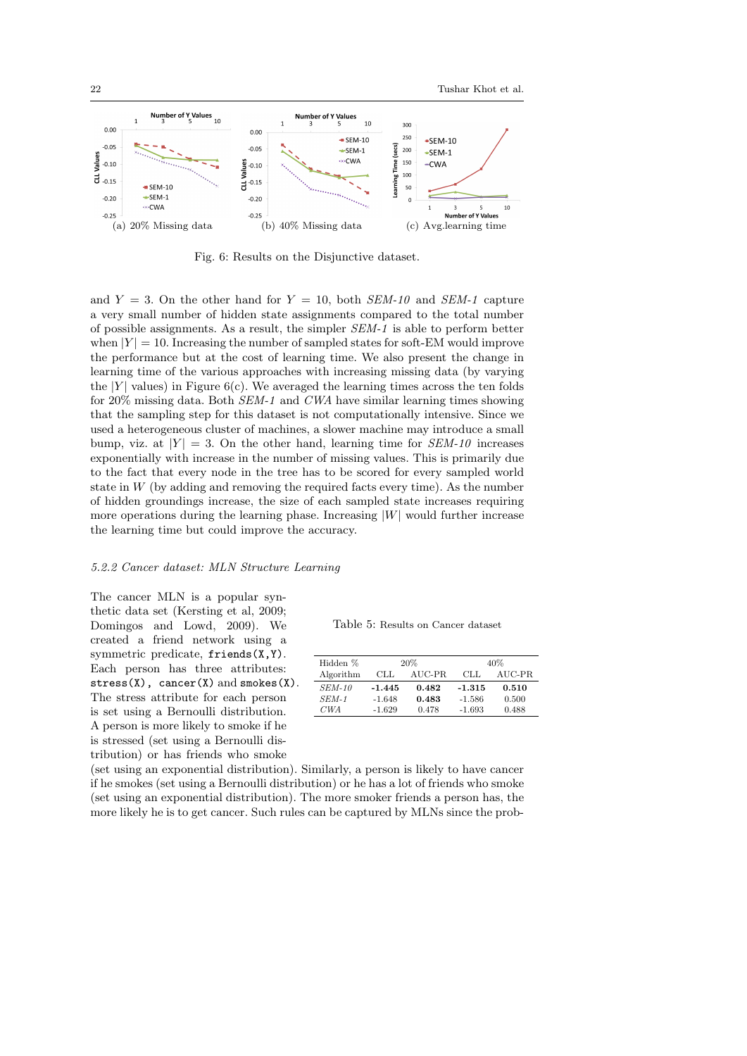(a) 20% Missing data (b) 40% Missing data (c) Avg.learning time

Fig. 6: Results on the Disjunctive dataset.

and $Y = 3$. On the other hand for $Y = 10$, both *SEM-10* and *SEM-1* capture a very small number of hidden state assignments compared to the total number of possible assignments. As a result, the simpler *SEM-1* is able to perform better when $|Y| = 10$. Increasing the number of sampled states for soft-EM would improve the performance but at the cost of learning time. We also present the change in learning time of the various approaches with increasing missing data (by varying the $|Y|$ values) in Figure 6(c). We averaged the learning times across the ten folds for 20% missing data. Both *SEM-1* and *CWA* have similar learning times showing that the sampling step for this dataset is not computationally intensive. Since we used a heterogeneous cluster of machines, a slower machine may introduce a small bump, viz. at $|Y| = 3$. On the other hand, learning time for *SEM-10* increases exponentially with increase in the number of missing values. This is primarily due to the fact that every node in the tree has to be scored for every sampled world state in $W$ (by adding and removing the required facts every time). As the number of hidden groundings increase, the size of each sampled state increases requiring more operations during the learning phase. Increasing $|W|$ would further increase the learning time but could improve the accuracy.

### 5.2.2 Cancer dataset: MLN Structure Learning

The cancer MLN is a popular synthetic data set (Kersting et al, 2009; Domingos and Lowd, 2009). We created a friend network using a symmetric predicate, `friends(X,Y)`. Each person has three attributes: `stress(X)`, `cancer(X)` and `smokes(X)`. The stress attribute for each person is set using a Bernoulli distribution. A person is more likely to smoke if he is stressed (set using a Bernoulli distribution) or has friends who smoke (set using an exponential distribution). Similarly, a person is likely to have cancer if he smokes (set using a Bernoulli distribution) or he has a lot of friends who smoke (set using an exponential distribution). The more smoker friends a person has, the more likely he is to get cancer. Such rules can be captured by MLNs since the prob-

Table 5: Results on Cancer dataset

| Hidden % | 20% | | 40% | |
|---|---|---|---|---|
| Algorithm | CLL | AUC-PR | CLL | AUC-PR |
| *SEM-10* | **-1.445** | **0.482** | **-1.315** | **0.510** |
| *SEM-1* | -1.648 | **0.483** | -1.586 | 0.500 |
| *CWA* | -1.629 | 0.478 | -1.693 | 0.488 |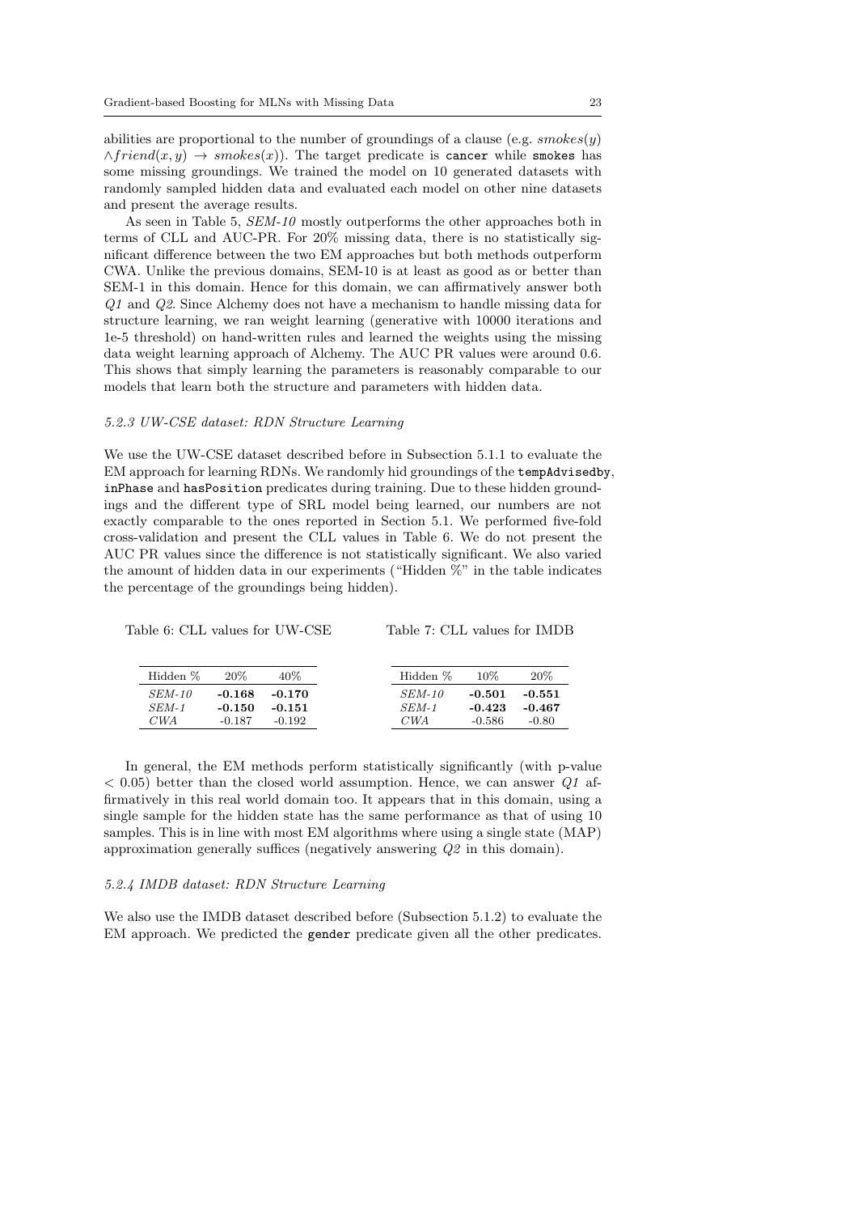abilities are proportional to the number of groundings of a clause (e.g. $smokes(y) \wedge friend(x,y) \rightarrow smokes(x)$). The target predicate is `cancer` while `smokes` has some missing groundings. We trained the model on 10 generated datasets with randomly sampled hidden data and evaluated each model on other nine datasets and present the average results.

As seen in Table 5, *SEM-10* mostly outperforms the other approaches both in terms of CLL and AUC-PR. For 20% missing data, there is no statistically significant difference between the two EM approaches but both methods outperform CWA. Unlike the previous domains, SEM-10 is at least as good as or better than SEM-1 in this domain. Hence for this domain, we can affirmatively answer both *Q1* and *Q2*. Since Alchemy does not have a mechanism to handle missing data for structure learning, we ran weight learning (generative with 10000 iterations and 1e-5 threshold) on hand-written rules and learned the weights using the missing data weight learning approach of Alchemy. The AUC PR values were around 0.6. This shows that simply learning the parameters is reasonably comparable to our models that learn both the structure and parameters with hidden data.

#### 5.2.3 UW-CSE dataset: RDN Structure Learning

We use the UW-CSE dataset described before in Subsection 5.1.1 to evaluate the EM approach for learning RDNs. We randomly hid groundings of the `tempAdvisedby`, `inPhase` and `hasPosition` predicates during training. Due to these hidden groundings and the different type of SRL model being learned, our numbers are not exactly comparable to the ones reported in Section 5.1. We performed five-fold cross-validation and present the CLL values in Table 6. We do not present the AUC PR values since the difference is not statistically significant. We also varied the amount of hidden data in our experiments ("Hidden %" in the table indicates the percentage of the groundings being hidden).

Table 6: CLL values for UW-CSE

| Hidden % | 20% | 40% |
|---|---|---|
| *SEM-10* | **-0.168** | **-0.170** |
| *SEM-1* | **-0.150** | **-0.151** |
| *CWA* | -0.187 | -0.192 |

Table 7: CLL values for IMDB

| Hidden % | 10% | 20% |
|---|---|---|
| *SEM-10* | **-0.501** | **-0.551** |
| *SEM-1* | **-0.423** | **-0.467** |
| *CWA* | -0.586 | -0.80 |

In general, the EM methods perform statistically significantly (with p-value $< 0.05$) better than the closed world assumption. Hence, we can answer *Q1* affirmatively in this real world domain too. It appears that in this domain, using a single sample for the hidden state has the same performance as that of using 10 samples. This is in line with most EM algorithms where using a single state (MAP) approximation generally suffices (negatively answering *Q2* in this domain).

#### 5.2.4 IMDB dataset: RDN Structure Learning

We also use the IMDB dataset described before (Subsection 5.1.2) to evaluate the EM approach. We predicted the `gender` predicate given all the other predicates.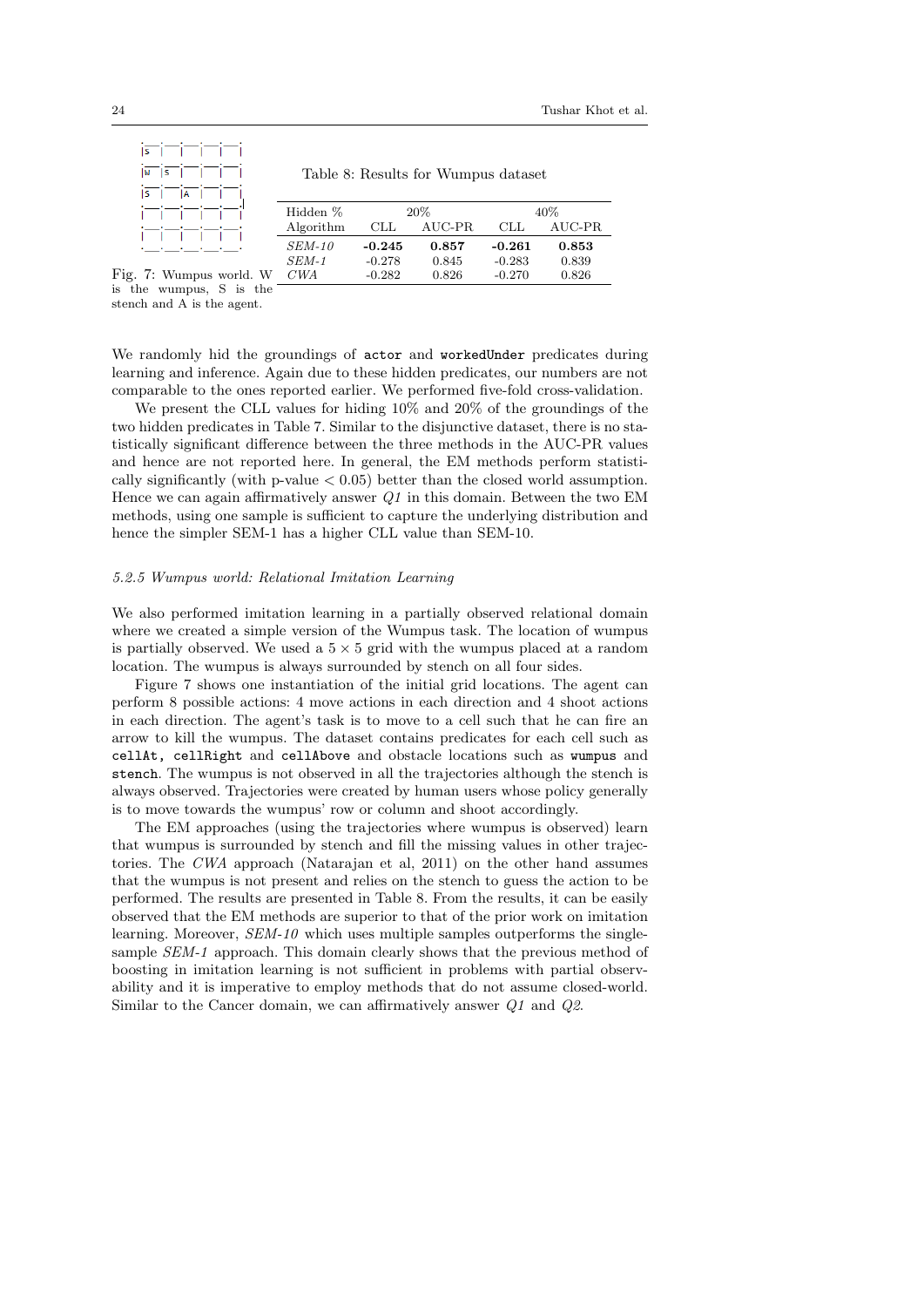Fig. 7: Wumpus world. W is the wumpus, S is the stench and A is the agent.

Table 8: Results for Wumpus dataset

| Hidden % | 20% | | 40% | |
|---|---|---|---|---|
| Algorithm | CLL | AUC-PR | CLL | AUC-PR |
| *SEM-10* | **-0.245** | **0.857** | **-0.261** | **0.853** |
| *SEM-1* | -0.278 | 0.845 | -0.283 | 0.839 |
| *CWA* | -0.282 | 0.826 | -0.270 | 0.826 |

We randomly hid the groundings of `actor` and `workedUnder` predicates during learning and inference. Again due to these hidden predicates, our numbers are not comparable to the ones reported earlier. We performed five-fold cross-validation.

We present the CLL values for hiding 10% and 20% of the groundings of the two hidden predicates in Table 7. Similar to the disjunctive dataset, there is no statistically significant difference between the three methods in the AUC-PR values and hence are not reported here. In general, the EM methods perform statistically significantly (with p-value $< 0.05$) better than the closed world assumption. Hence we can again affirmatively answer *Q1* in this domain. Between the two EM methods, using one sample is sufficient to capture the underlying distribution and hence the simpler SEM-1 has a higher CLL value than SEM-10.

#### 5.2.5 Wumpus world: Relational Imitation Learning

We also performed imitation learning in a partially observed relational domain where we created a simple version of the Wumpus task. The location of wumpus is partially observed. We used a $5 \times 5$ grid with the wumpus placed at a random location. The wumpus is always surrounded by stench on all four sides.

Figure 7 shows one instantiation of the initial grid locations. The agent can perform 8 possible actions: 4 move actions in each direction and 4 shoot actions in each direction. The agent's task is to move to a cell such that he can fire an arrow to kill the wumpus. The dataset contains predicates for each cell such as `cellAt, cellRight` and `cellAbove` and obstacle locations such as `wumpus` and `stench`. The wumpus is not observed in all the trajectories although the stench is always observed. Trajectories were created by human users whose policy generally is to move towards the wumpus' row or column and shoot accordingly.

The EM approaches (using the trajectories where wumpus is observed) learn that wumpus is surrounded by stench and fill the missing values in other trajectories. The *CWA* approach (Natarajan et al, 2011) on the other hand assumes that the wumpus is not present and relies on the stench to guess the action to be performed. The results are presented in Table 8. From the results, it can be easily observed that the EM methods are superior to that of the prior work on imitation learning. Moreover, *SEM-10* which uses multiple samples outperforms the single-sample *SEM-1* approach. This domain clearly shows that the previous method of boosting in imitation learning is not sufficient in problems with partial observability and it is imperative to employ methods that do not assume closed-world. Similar to the Cancer domain, we can affirmatively answer *Q1* and *Q2*.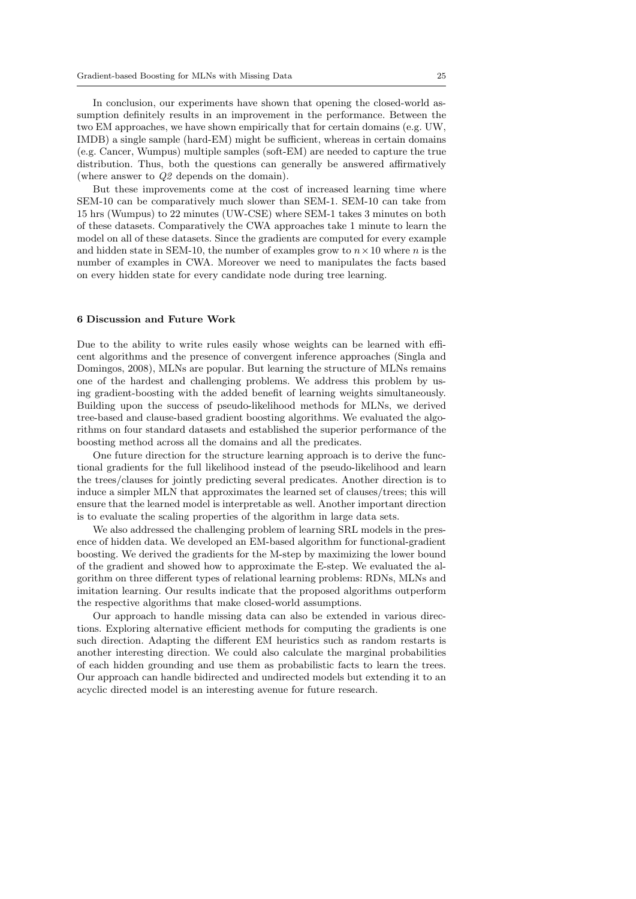In conclusion, our experiments have shown that opening the closed-world assumption definitely results in an improvement in the performance. Between the two EM approaches, we have shown empirically that for certain domains (e.g. UW, IMDB) a single sample (hard-EM) might be sufficient, whereas in certain domains (e.g. Cancer, Wumpus) multiple samples (soft-EM) are needed to capture the true distribution. Thus, both the questions can generally be answered affirmatively (where answer to *Q2* depends on the domain).

But these improvements come at the cost of increased learning time where SEM-10 can be comparatively much slower than SEM-1. SEM-10 can take from 15 hrs (Wumpus) to 22 minutes (UW-CSE) where SEM-1 takes 3 minutes on both of these datasets. Comparatively the CWA approaches take 1 minute to learn the model on all of these datasets. Since the gradients are computed for every example and hidden state in SEM-10, the number of examples grow to $n \times 10$ where $n$ is the number of examples in CWA. Moreover we need to manipulates the facts based on every hidden state for every candidate node during tree learning.

## 6 Discussion and Future Work

Due to the ability to write rules easily whose weights can be learned with efficent algorithms and the presence of convergent inference approaches (Singla and Domingos, 2008), MLNs are popular. But learning the structure of MLNs remains one of the hardest and challenging problems. We address this problem by using gradient-boosting with the added benefit of learning weights simultaneously. Building upon the success of pseudo-likelihood methods for MLNs, we derived tree-based and clause-based gradient boosting algorithms. We evaluated the algorithms on four standard datasets and established the superior performance of the boosting method across all the domains and all the predicates.

One future direction for the structure learning approach is to derive the functional gradients for the full likelihood instead of the pseudo-likelihood and learn the trees/clauses for jointly predicting several predicates. Another direction is to induce a simpler MLN that approximates the learned set of clauses/trees; this will ensure that the learned model is interpretable as well. Another important direction is to evaluate the scaling properties of the algorithm in large data sets.

We also addressed the challenging problem of learning SRL models in the presence of hidden data. We developed an EM-based algorithm for functional-gradient boosting. We derived the gradients for the M-step by maximizing the lower bound of the gradient and showed how to approximate the E-step. We evaluated the algorithm on three different types of relational learning problems: RDNs, MLNs and imitation learning. Our results indicate that the proposed algorithms outperform the respective algorithms that make closed-world assumptions.

Our approach to handle missing data can also be extended in various directions. Exploring alternative efficient methods for computing the gradients is one such direction. Adapting the different EM heuristics such as random restarts is another interesting direction. We could also calculate the marginal probabilities of each hidden grounding and use them as probabilistic facts to learn the trees. Our approach can handle bidirected and undirected models but extending it to an acyclic directed model is an interesting avenue for future research.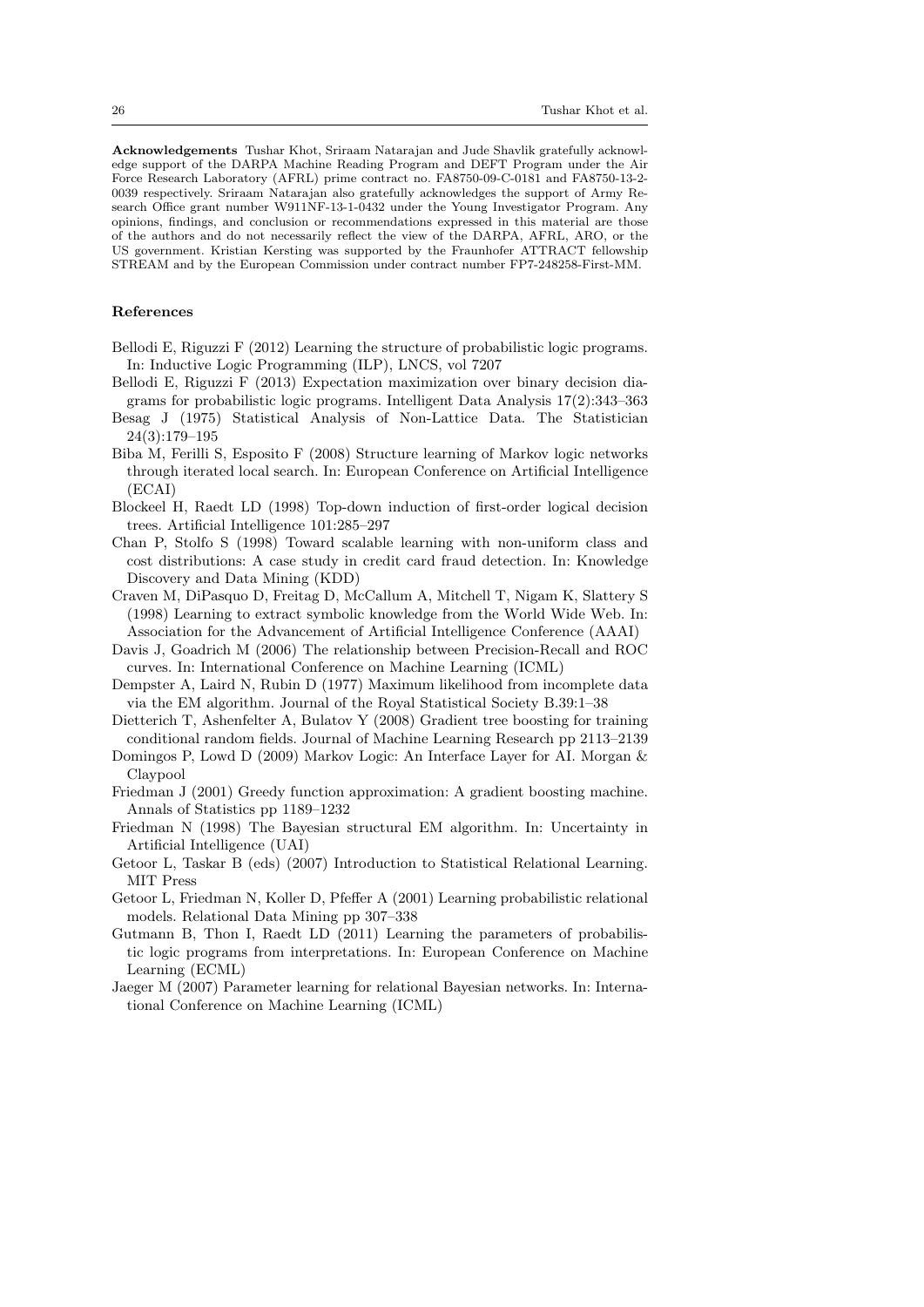**Acknowledgements** Tushar Khot, Sriraam Natarajan and Jude Shavlik gratefully acknowledge support of the DARPA Machine Reading Program and DEFT Program under the Air Force Research Laboratory (AFRL) prime contract no. FA8750-09-C-0181 and FA8750-13-2-0039 respectively. Sriraam Natarajan also gratefully acknowledges the support of Army Research Office grant number W911NF-13-1-0432 under the Young Investigator Program. Any opinions, findings, and conclusion or recommendations expressed in this material are those of the authors and do not necessarily reflect the view of the DARPA, AFRL, ARO, or the US government. Kristian Kersting was supported by the Fraunhofer ATTRACT fellowship STREAM and by the European Commission under contract number FP7-248258-First-MM.

## References

Bellodi E, Riguzzi F (2012) Learning the structure of probabilistic logic programs. In: Inductive Logic Programming (ILP), LNCS, vol 7207

Bellodi E, Riguzzi F (2013) Expectation maximization over binary decision diagrams for probabilistic logic programs. Intelligent Data Analysis 17(2):343–363

Besag J (1975) Statistical Analysis of Non-Lattice Data. The Statistician 24(3):179–195

Biba M, Ferilli S, Esposito F (2008) Structure learning of Markov logic networks through iterated local search. In: European Conference on Artificial Intelligence (ECAI)

Blockeel H, Raedt LD (1998) Top-down induction of first-order logical decision trees. Artificial Intelligence 101:285–297

Chan P, Stolfo S (1998) Toward scalable learning with non-uniform class and cost distributions: A case study in credit card fraud detection. In: Knowledge Discovery and Data Mining (KDD)

Craven M, DiPasquo D, Freitag D, McCallum A, Mitchell T, Nigam K, Slattery S (1998) Learning to extract symbolic knowledge from the World Wide Web. In: Association for the Advancement of Artificial Intelligence Conference (AAAI)

Davis J, Goadrich M (2006) The relationship between Precision-Recall and ROC curves. In: International Conference on Machine Learning (ICML)

Dempster A, Laird N, Rubin D (1977) Maximum likelihood from incomplete data via the EM algorithm. Journal of the Royal Statistical Society B.39:1–38

Dietterich T, Ashenfelter A, Bulatov Y (2008) Gradient tree boosting for training conditional random fields. Journal of Machine Learning Research pp 2113–2139

Domingos P, Lowd D (2009) Markov Logic: An Interface Layer for AI. Morgan & Claypool

Friedman J (2001) Greedy function approximation: A gradient boosting machine. Annals of Statistics pp 1189–1232

Friedman N (1998) The Bayesian structural EM algorithm. In: Uncertainty in Artificial Intelligence (UAI)

Getoor L, Taskar B (eds) (2007) Introduction to Statistical Relational Learning. MIT Press

Getoor L, Friedman N, Koller D, Pfeffer A (2001) Learning probabilistic relational models. Relational Data Mining pp 307–338

Gutmann B, Thon I, Raedt LD (2011) Learning the parameters of probabilistic logic programs from interpretations. In: European Conference on Machine Learning (ECML)

Jaeger M (2007) Parameter learning for relational Bayesian networks. In: International Conference on Machine Learning (ICML)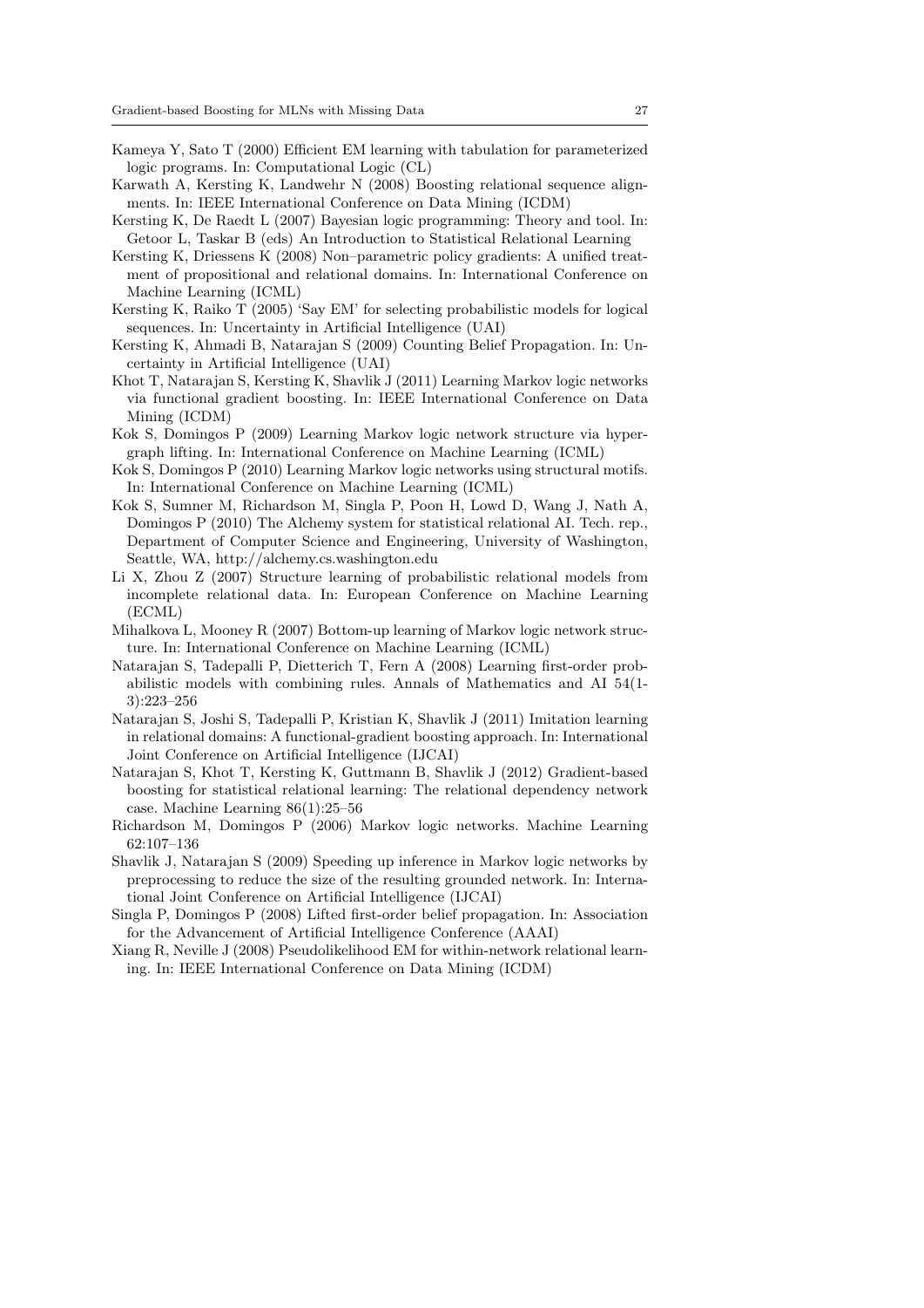Kameya Y, Sato T (2000) Efficient EM learning with tabulation for parameterized logic programs. In: Computational Logic (CL)

Karwath A, Kersting K, Landwehr N (2008) Boosting relational sequence alignments. In: IEEE International Conference on Data Mining (ICDM)

Kersting K, De Raedt L (2007) Bayesian logic programming: Theory and tool. In: Getoor L, Taskar B (eds) An Introduction to Statistical Relational Learning

Kersting K, Driessens K (2008) Non–parametric policy gradients: A unified treatment of propositional and relational domains. In: International Conference on Machine Learning (ICML)

Kersting K, Raiko T (2005) 'Say EM' for selecting probabilistic models for logical sequences. In: Uncertainty in Artificial Intelligence (UAI)

Kersting K, Ahmadi B, Natarajan S (2009) Counting Belief Propagation. In: Uncertainty in Artificial Intelligence (UAI)

Khot T, Natarajan S, Kersting K, Shavlik J (2011) Learning Markov logic networks via functional gradient boosting. In: IEEE International Conference on Data Mining (ICDM)

Kok S, Domingos P (2009) Learning Markov logic network structure via hypergraph lifting. In: International Conference on Machine Learning (ICML)

Kok S, Domingos P (2010) Learning Markov logic networks using structural motifs. In: International Conference on Machine Learning (ICML)

Kok S, Sumner M, Richardson M, Singla P, Poon H, Lowd D, Wang J, Nath A, Domingos P (2010) The Alchemy system for statistical relational AI. Tech. rep., Department of Computer Science and Engineering, University of Washington, Seattle, WA, http://alchemy.cs.washington.edu

Li X, Zhou Z (2007) Structure learning of probabilistic relational models from incomplete relational data. In: European Conference on Machine Learning (ECML)

Mihalkova L, Mooney R (2007) Bottom-up learning of Markov logic network structure. In: International Conference on Machine Learning (ICML)

Natarajan S, Tadepalli P, Dietterich T, Fern A (2008) Learning first-order probabilistic models with combining rules. Annals of Mathematics and AI 54(1-3):223–256

Natarajan S, Joshi S, Tadepalli P, Kristian K, Shavlik J (2011) Imitation learning in relational domains: A functional-gradient boosting approach. In: International Joint Conference on Artificial Intelligence (IJCAI)

Natarajan S, Khot T, Kersting K, Guttmann B, Shavlik J (2012) Gradient-based boosting for statistical relational learning: The relational dependency network case. Machine Learning 86(1):25–56

Richardson M, Domingos P (2006) Markov logic networks. Machine Learning 62:107–136

Shavlik J, Natarajan S (2009) Speeding up inference in Markov logic networks by preprocessing to reduce the size of the resulting grounded network. In: International Joint Conference on Artificial Intelligence (IJCAI)

Singla P, Domingos P (2008) Lifted first-order belief propagation. In: Association for the Advancement of Artificial Intelligence Conference (AAAI)

Xiang R, Neville J (2008) Pseudolikelihood EM for within-network relational learning. In: IEEE International Conference on Data Mining (ICDM)